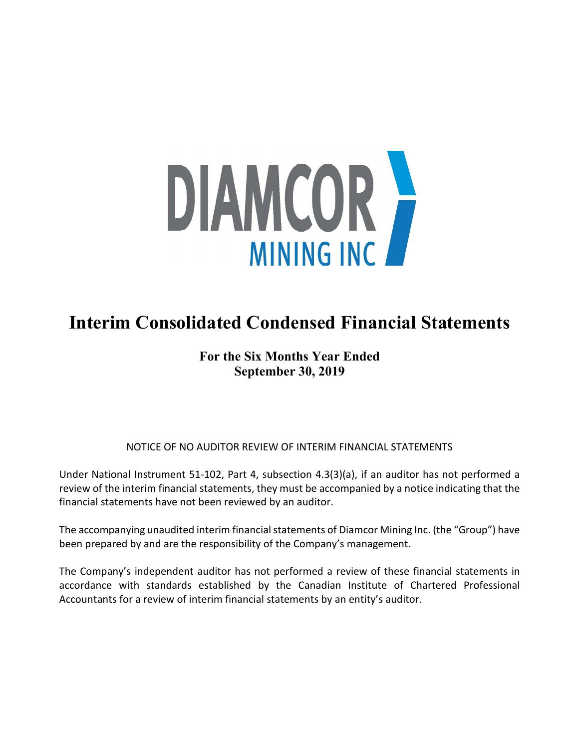DIAMCOR

MINING INC

# Interim Consolidated Condensed Financial Statements

**For the Six Months Year Ended**
**September 30, 2019**

NOTICE OF NO AUDITOR REVIEW OF INTERIM FINANCIAL STATEMENTS

Under National Instrument 51-102, Part 4, subsection 4.3(3)(a), if an auditor has not performed a review of the interim financial statements, they must be accompanied by a notice indicating that the financial statements have not been reviewed by an auditor.

The accompanying unaudited interim financial statements of Diamcor Mining Inc. (the "Group") have been prepared by and are the responsibility of the Company's management.

The Company's independent auditor has not performed a review of these financial statements in accordance with standards established by the Canadian Institute of Chartered Professional Accountants for a review of interim financial statements by an entity's auditor.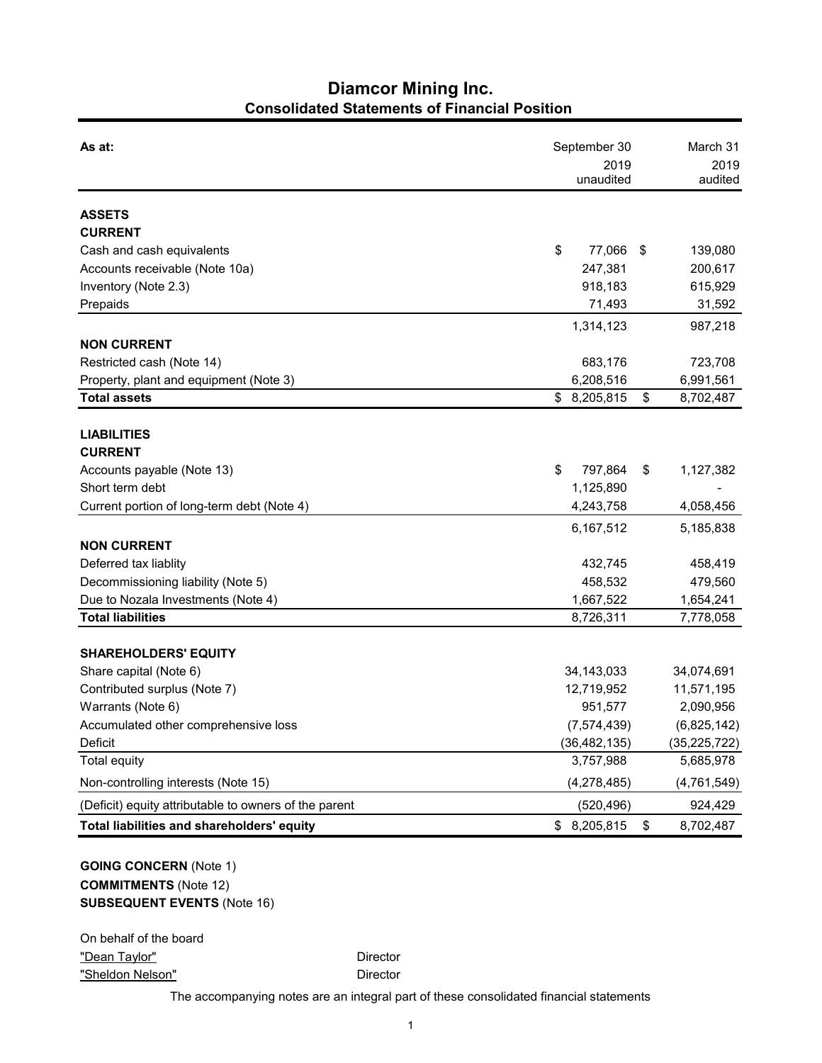# Diamcor Mining Inc.

## Consolidated Statements of Financial Position

| As at: | September 30 2019 unaudited | March 31 2019 audited |
|---|---|---|
| **ASSETS** | | |
| **CURRENT** | | |
| Cash and cash equivalents | $ 77,066 | $ 139,080 |
| Accounts receivable (Note 10a) | 247,381 | 200,617 |
| Inventory (Note 2.3) | 918,183 | 615,929 |
| Prepaids | 71,493 | 31,592 |
| | 1,314,123 | 987,218 |
| **NON CURRENT** | | |
| Restricted cash (Note 14) | 683,176 | 723,708 |
| Property, plant and equipment (Note 3) | 6,208,516 | 6,991,561 |
| **Total assets** | $ 8,205,815 | $ 8,702,487 |
| **LIABILITIES** | | |
| **CURRENT** | | |
| Accounts payable (Note 13) | $ 797,864 | $ 1,127,382 |
| Short term debt | 1,125,890 | - |
| Current portion of long-term debt (Note 4) | 4,243,758 | 4,058,456 |
| | 6,167,512 | 5,185,838 |
| **NON CURRENT** | | |
| Deferred tax liablity | 432,745 | 458,419 |
| Decommissioning liability (Note 5) | 458,532 | 479,560 |
| Due to Nozala Investments (Note 4) | 1,667,522 | 1,654,241 |
| **Total liabilities** | 8,726,311 | 7,778,058 |
| **SHAREHOLDERS' EQUITY** | | |
| Share capital (Note 6) | 34,143,033 | 34,074,691 |
| Contributed surplus (Note 7) | 12,719,952 | 11,571,195 |
| Warrants (Note 6) | 951,577 | 2,090,956 |
| Accumulated other comprehensive loss | (7,574,439) | (6,825,142) |
| Deficit | (36,482,135) | (35,225,722) |
| Total equity | 3,757,988 | 5,685,978 |
| Non-controlling interests (Note 15) | (4,278,485) | (4,761,549) |
| (Deficit) equity attributable to owners of the parent | (520,496) | 924,429 |
| **Total liabilities and shareholders' equity** | $ 8,205,815 | $ 8,702,487 |

**GOING CONCERN** (Note 1)

**COMMITMENTS** (Note 12)

**SUBSEQUENT EVENTS** (Note 16)

On behalf of the board

"Dean Taylor" Director

"Sheldon Nelson" Director

The accompanying notes are an integral part of these consolidated financial statements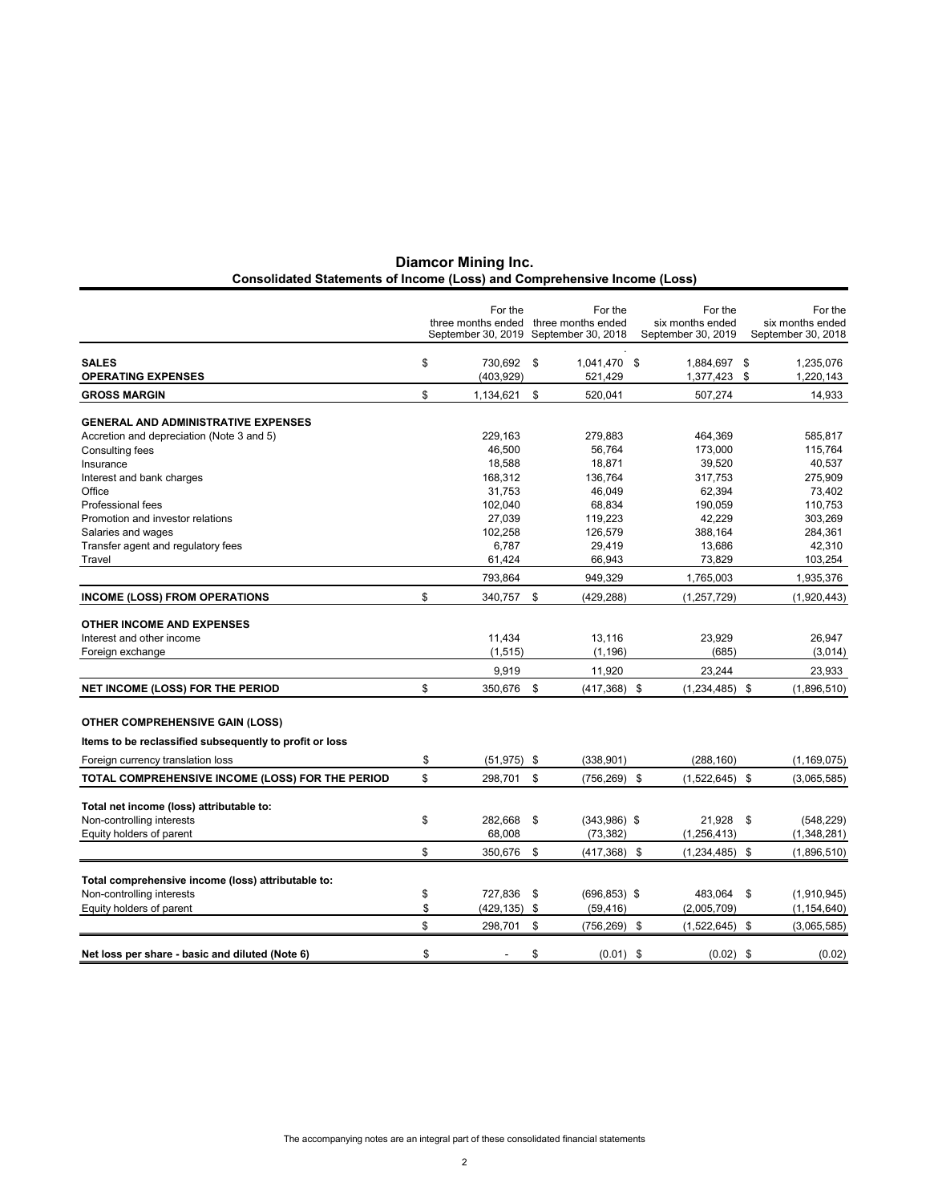# Diamcor Mining Inc.

## Consolidated Statements of Income (Loss) and Comprehensive Income (Loss)

| | For the three months ended September 30, 2019 | For the three months ended September 30, 2018 | For the six months ended September 30, 2019 | For the six months ended September 30, 2018 |
|---|---|---|---|---|
| **SALES** | $ 730,692 | $ 1,041,470 | $ 1,884,697 | $ 1,235,076 |
| **OPERATING EXPENSES** | (403,929) | 521,429 | 1,377,423 | $ 1,220,143 |
| **GROSS MARGIN** | $ 1,134,621 | $ 520,041 | 507,274 | 14,933 |
| **GENERAL AND ADMINISTRATIVE EXPENSES** | | | | |
| Accretion and depreciation (Note 3 and 5) | 229,163 | 279,883 | 464,369 | 585,817 |
| Consulting fees | 46,500 | 56,764 | 173,000 | 115,764 |
| Insurance | 18,588 | 18,871 | 39,520 | 40,537 |
| Interest and bank charges | 168,312 | 136,764 | 317,753 | 275,909 |
| Office | 31,753 | 46,049 | 62,394 | 73,402 |
| Professional fees | 102,040 | 68,834 | 190,059 | 110,753 |
| Promotion and investor relations | 27,039 | 119,223 | 42,229 | 303,269 |
| Salaries and wages | 102,258 | 126,579 | 388,164 | 284,361 |
| Transfer agent and regulatory fees | 6,787 | 29,419 | 13,686 | 42,310 |
| Travel | 61,424 | 66,943 | 73,829 | 103,254 |
| | 793,864 | 949,329 | 1,765,003 | 1,935,376 |
| **INCOME (LOSS) FROM OPERATIONS** | $ 340,757 | $ (429,288) | (1,257,729) | (1,920,443) |
| **OTHER INCOME AND EXPENSES** | | | | |
| Interest and other income | 11,434 | 13,116 | 23,929 | 26,947 |
| Foreign exchange | (1,515) | (1,196) | (685) | (3,014) |
| | 9,919 | 11,920 | 23,244 | 23,933 |
| **NET INCOME (LOSS) FOR THE PERIOD** | $ 350,676 | $ (417,368) | $ (1,234,485) | $ (1,896,510) |
| **OTHER COMPREHENSIVE GAIN (LOSS)** | | | | |
| **Items to be reclassified subsequently to profit or loss** | | | | |
| Foreign currency translation loss | $ (51,975) | $ (338,901) | (288,160) | (1,169,075) |
| **TOTAL COMPREHENSIVE INCOME (LOSS) FOR THE PERIOD** | $ 298,701 | $ (756,269) | $ (1,522,645) | $ (3,065,585) |
| **Total net income (loss) attributable to:** | | | | |
| Non-controlling interests | $ 282,668 | $ (343,986) | $ 21,928 | $ (548,229) |
| Equity holders of parent | 68,008 | (73,382) | (1,256,413) | (1,348,281) |
| | $ 350,676 | $ (417,368) | $ (1,234,485) | $ (1,896,510) |
| **Total comprehensive income (loss) attributable to:** | | | | |
| Non-controlling interests | $ 727,836 | $ (696,853) | $ 483,064 | $ (1,910,945) |
| Equity holders of parent | $ (429,135) | $ (59,416) | (2,005,709) | (1,154,640) |
| | $ 298,701 | $ (756,269) | $ (1,522,645) | $ (3,065,585) |
| **Net loss per share - basic and diluted (Note 6)** | $ - | $ (0.01) | $ (0.02) | $ (0.02) |

The accompanying notes are an integral part of these consolidated financial statements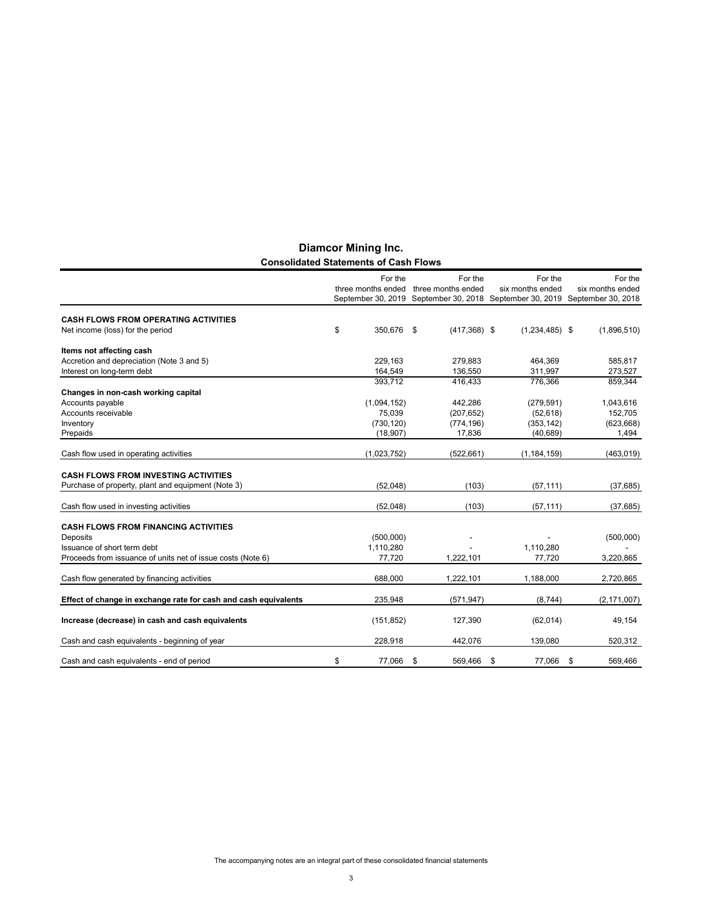# Diamcor Mining Inc.

## Consolidated Statements of Cash Flows

| | For the three months ended September 30, 2019 | For the three months ended September 30, 2018 | For the six months ended September 30, 2019 | For the six months ended September 30, 2018 |
|---|---|---|---|---|
| **CASH FLOWS FROM OPERATING ACTIVITIES** | | | | |
| Net income (loss) for the period | $ 350,676 | $ (417,368) | $ (1,234,485) | $ (1,896,510) |
| **Items not affecting cash** | | | | |
| Accretion and depreciation (Note 3 and 5) | 229,163 | 279,883 | 464,369 | 585,817 |
| Interest on long-term debt | 164,549 | 136,550 | 311,997 | 273,527 |
| | 393,712 | 416,433 | 776,366 | 859,344 |
| **Changes in non-cash working capital** | | | | |
| Accounts payable | (1,094,152) | 442,286 | (279,591) | 1,043,616 |
| Accounts receivable | 75,039 | (207,652) | (52,618) | 152,705 |
| Inventory | (730,120) | (774,196) | (353,142) | (623,668) |
| Prepaids | (18,907) | 17,836 | (40,689) | 1,494 |
| Cash flow used in operating activities | (1,023,752) | (522,661) | (1,184,159) | (463,019) |
| **CASH FLOWS FROM INVESTING ACTIVITIES** | | | | |
| Purchase of property, plant and equipment (Note 3) | (52,048) | (103) | (57,111) | (37,685) |
| Cash flow used in investing activities | (52,048) | (103) | (57,111) | (37,685) |
| **CASH FLOWS FROM FINANCING ACTIVITIES** | | | | |
| Deposits | (500,000) | - | - | (500,000) |
| Issuance of short term debt | 1,110,280 | - | 1,110,280 | - |
| Proceeds from issuance of units net of issue costs (Note 6) | 77,720 | 1,222,101 | 77,720 | 3,220,865 |
| Cash flow generated by financing activities | 688,000 | 1,222,101 | 1,188,000 | 2,720,865 |
| **Effect of change in exchange rate for cash and cash equivalents** | 235,948 | (571,947) | (8,744) | (2,171,007) |
| **Increase (decrease) in cash and cash equivalents** | (151,852) | 127,390 | (62,014) | 49,154 |
| Cash and cash equivalents - beginning of year | 228,918 | 442,076 | 139,080 | 520,312 |
| Cash and cash equivalents - end of period | $ 77,066 | $ 569,466 | $ 77,066 | $ 569,466 |

The accompanying notes are an integral part of these consolidated financial statements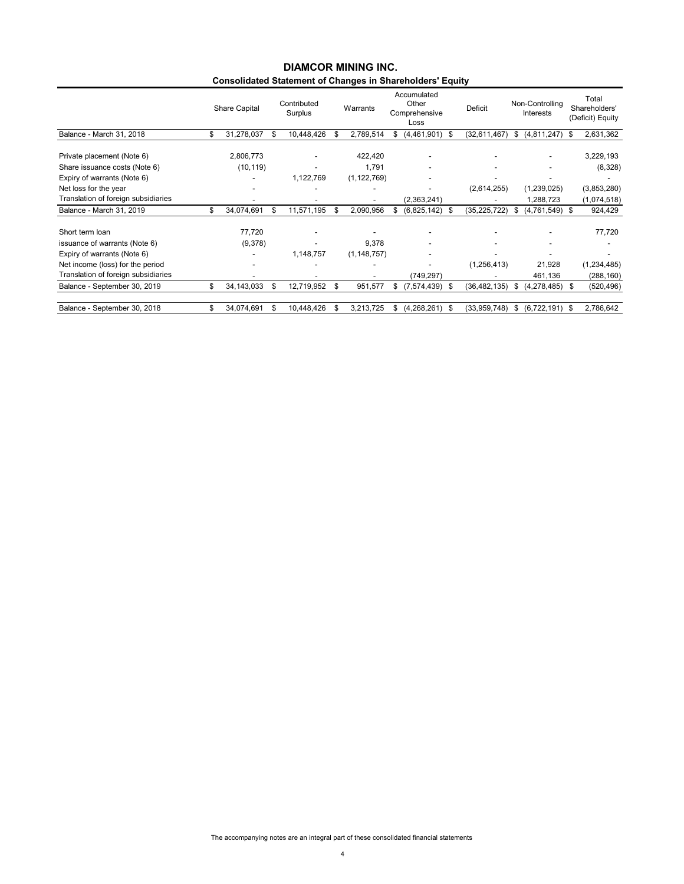# DIAMCOR MINING INC.

## Consolidated Statement of Changes in Shareholders' Equity

| | Share Capital | Contributed Surplus | Warrants | Accumulated Other Comprehensive Loss | Deficit | Non-Controlling Interests | Total Shareholders' (Deficit) Equity |
|---|---|---|---|---|---|---|---|
| Balance - March 31, 2018 | $ 31,278,037 | $ 10,448,426 | $ 2,789,514 | $ (4,461,901) | $ (32,611,467) | $ (4,811,247) | $ 2,631,362 |
| Private placement (Note 6) | 2,806,773 | - | 422,420 | - | - | - | 3,229,193 |
| Share issuance costs (Note 6) | (10,119) | - | 1,791 | - | - | - | (8,328) |
| Expiry of warrants (Note 6) | - | 1,122,769 | (1,122,769) | - | - | - | - |
| Net loss for the year | - | - | - | - | (2,614,255) | (1,239,025) | (3,853,280) |
| Translation of foreign subsidiaries | - | - | - | (2,363,241) | - | 1,288,723 | (1,074,518) |
| Balance - March 31, 2019 | $ 34,074,691 | $ 11,571,195 | $ 2,090,956 | $ (6,825,142) | $ (35,225,722) | $ (4,761,549) | $ 924,429 |
| Short term loan | 77,720 | - | - | - | - | - | 77,720 |
| issuance of warrants (Note 6) | (9,378) | - | 9,378 | - | - | - | - |
| Expiry of warrants (Note 6) | - | 1,148,757 | (1,148,757) | - | - | - | - |
| Net income (loss) for the period | - | - | - | - | (1,256,413) | 21,928 | (1,234,485) |
| Translation of foreign subsidiaries | - | - | - | (749,297) | - | 461,136 | (288,160) |
| Balance - September 30, 2019 | $ 34,143,033 | $ 12,719,952 | $ 951,577 | $ (7,574,439) | $ (36,482,135) | $ (4,278,485) | $ (520,496) |
| Balance - September 30, 2018 | $ 34,074,691 | $ 10,448,426 | $ 3,213,725 | $ (4,268,261) | $ (33,959,748) | $ (6,722,191) | $ 2,786,642 |

The accompanying notes are an integral part of these consolidated financial statements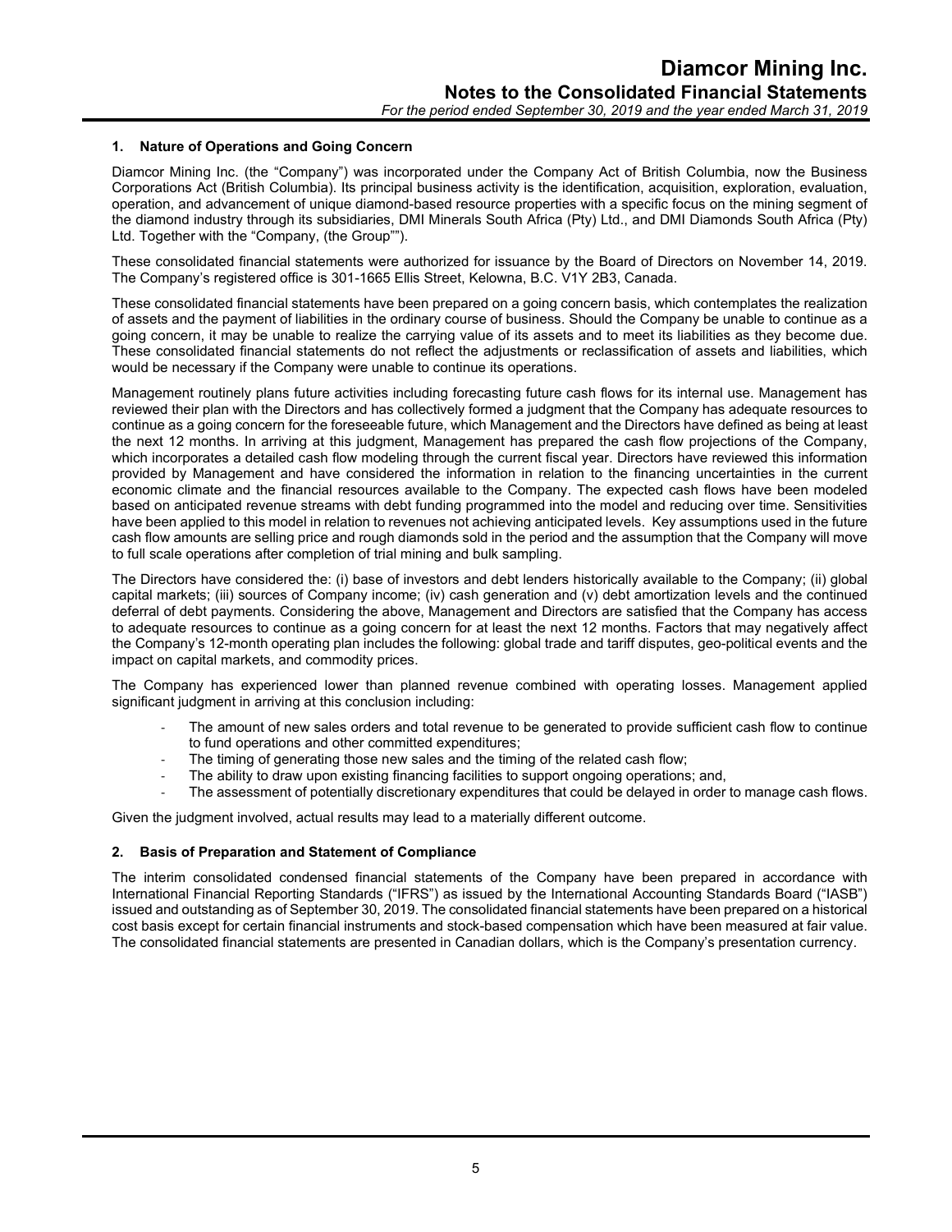## 1. Nature of Operations and Going Concern

Diamcor Mining Inc. (the "Company") was incorporated under the Company Act of British Columbia, now the Business Corporations Act (British Columbia). Its principal business activity is the identification, acquisition, exploration, evaluation, operation, and advancement of unique diamond-based resource properties with a specific focus on the mining segment of the diamond industry through its subsidiaries, DMI Minerals South Africa (Pty) Ltd., and DMI Diamonds South Africa (Pty) Ltd. Together with the "Company, (the Group"").

These consolidated financial statements were authorized for issuance by the Board of Directors on November 14, 2019. The Company's registered office is 301-1665 Ellis Street, Kelowna, B.C. V1Y 2B3, Canada.

These consolidated financial statements have been prepared on a going concern basis, which contemplates the realization of assets and the payment of liabilities in the ordinary course of business. Should the Company be unable to continue as a going concern, it may be unable to realize the carrying value of its assets and to meet its liabilities as they become due. These consolidated financial statements do not reflect the adjustments or reclassification of assets and liabilities, which would be necessary if the Company were unable to continue its operations.

Management routinely plans future activities including forecasting future cash flows for its internal use. Management has reviewed their plan with the Directors and has collectively formed a judgment that the Company has adequate resources to continue as a going concern for the foreseeable future, which Management and the Directors have defined as being at least the next 12 months. In arriving at this judgment, Management has prepared the cash flow projections of the Company, which incorporates a detailed cash flow modeling through the current fiscal year. Directors have reviewed this information provided by Management and have considered the information in relation to the financing uncertainties in the current economic climate and the financial resources available to the Company. The expected cash flows have been modeled based on anticipated revenue streams with debt funding programmed into the model and reducing over time. Sensitivities have been applied to this model in relation to revenues not achieving anticipated levels. Key assumptions used in the future cash flow amounts are selling price and rough diamonds sold in the period and the assumption that the Company will move to full scale operations after completion of trial mining and bulk sampling.

The Directors have considered the: (i) base of investors and debt lenders historically available to the Company; (ii) global capital markets; (iii) sources of Company income; (iv) cash generation and (v) debt amortization levels and the continued deferral of debt payments. Considering the above, Management and Directors are satisfied that the Company has access to adequate resources to continue as a going concern for at least the next 12 months. Factors that may negatively affect the Company's 12-month operating plan includes the following: global trade and tariff disputes, geo-political events and the impact on capital markets, and commodity prices.

The Company has experienced lower than planned revenue combined with operating losses. Management applied significant judgment in arriving at this conclusion including:

- The amount of new sales orders and total revenue to be generated to provide sufficient cash flow to continue to fund operations and other committed expenditures;
- The timing of generating those new sales and the timing of the related cash flow;
- The ability to draw upon existing financing facilities to support ongoing operations; and,
- The assessment of potentially discretionary expenditures that could be delayed in order to manage cash flows.

Given the judgment involved, actual results may lead to a materially different outcome.

## 2. Basis of Preparation and Statement of Compliance

The interim consolidated condensed financial statements of the Company have been prepared in accordance with International Financial Reporting Standards ("IFRS") as issued by the International Accounting Standards Board ("IASB") issued and outstanding as of September 30, 2019. The consolidated financial statements have been prepared on a historical cost basis except for certain financial instruments and stock-based compensation which have been measured at fair value. The consolidated financial statements are presented in Canadian dollars, which is the Company's presentation currency.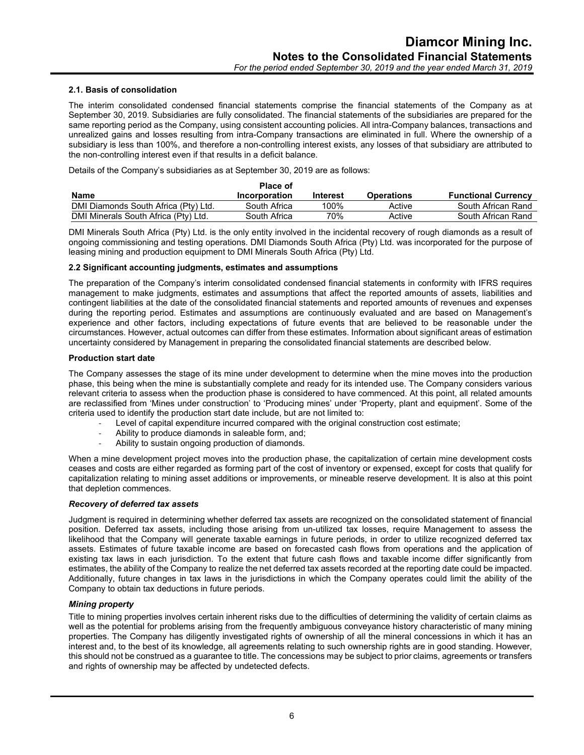### 2.1. Basis of consolidation

The interim consolidated condensed financial statements comprise the financial statements of the Company as at September 30, 2019. Subsidiaries are fully consolidated. The financial statements of the subsidiaries are prepared for the same reporting period as the Company, using consistent accounting policies. All intra-Company balances, transactions and unrealized gains and losses resulting from intra-Company transactions are eliminated in full. Where the ownership of a subsidiary is less than 100%, and therefore a non-controlling interest exists, any losses of that subsidiary are attributed to the non-controlling interest even if that results in a deficit balance.

Details of the Company's subsidiaries as at September 30, 2019 are as follows:

| Name | Place of Incorporation | Interest | Operations | Functional Currency |
|---|---|---|---|---|
| DMI Diamonds South Africa (Pty) Ltd. | South Africa | 100% | Active | South African Rand |
| DMI Minerals South Africa (Pty) Ltd. | South Africa | 70% | Active | South African Rand |

DMI Minerals South Africa (Pty) Ltd. is the only entity involved in the incidental recovery of rough diamonds as a result of ongoing commissioning and testing operations. DMI Diamonds South Africa (Pty) Ltd. was incorporated for the purpose of leasing mining and production equipment to DMI Minerals South Africa (Pty) Ltd.

### 2.2 Significant accounting judgments, estimates and assumptions

The preparation of the Company's interim consolidated condensed financial statements in conformity with IFRS requires management to make judgments, estimates and assumptions that affect the reported amounts of assets, liabilities and contingent liabilities at the date of the consolidated financial statements and reported amounts of revenues and expenses during the reporting period. Estimates and assumptions are continuously evaluated and are based on Management's experience and other factors, including expectations of future events that are believed to be reasonable under the circumstances. However, actual outcomes can differ from these estimates. Information about significant areas of estimation uncertainty considered by Management in preparing the consolidated financial statements are described below.

**Production start date**

The Company assesses the stage of its mine under development to determine when the mine moves into the production phase, this being when the mine is substantially complete and ready for its intended use. The Company considers various relevant criteria to assess when the production phase is considered to have commenced. At this point, all related amounts are reclassified from 'Mines under construction' to 'Producing mines' under 'Property, plant and equipment'. Some of the criteria used to identify the production start date include, but are not limited to:

- Level of capital expenditure incurred compared with the original construction cost estimate;
- Ability to produce diamonds in saleable form, and;
- Ability to sustain ongoing production of diamonds.

When a mine development project moves into the production phase, the capitalization of certain mine development costs ceases and costs are either regarded as forming part of the cost of inventory or expensed, except for costs that qualify for capitalization relating to mining asset additions or improvements, or mineable reserve development. It is also at this point that depletion commences.

***Recovery of deferred tax assets***

Judgment is required in determining whether deferred tax assets are recognized on the consolidated statement of financial position. Deferred tax assets, including those arising from un-utilized tax losses, require Management to assess the likelihood that the Company will generate taxable earnings in future periods, in order to utilize recognized deferred tax assets. Estimates of future taxable income are based on forecasted cash flows from operations and the application of existing tax laws in each jurisdiction. To the extent that future cash flows and taxable income differ significantly from estimates, the ability of the Company to realize the net deferred tax assets recorded at the reporting date could be impacted. Additionally, future changes in tax laws in the jurisdictions in which the Company operates could limit the ability of the Company to obtain tax deductions in future periods.

***Mining property***

Title to mining properties involves certain inherent risks due to the difficulties of determining the validity of certain claims as well as the potential for problems arising from the frequently ambiguous conveyance history characteristic of many mining properties. The Company has diligently investigated rights of ownership of all the mineral concessions in which it has an interest and, to the best of its knowledge, all agreements relating to such ownership rights are in good standing. However, this should not be construed as a guarantee to title. The concessions may be subject to prior claims, agreements or transfers and rights of ownership may be affected by undetected defects.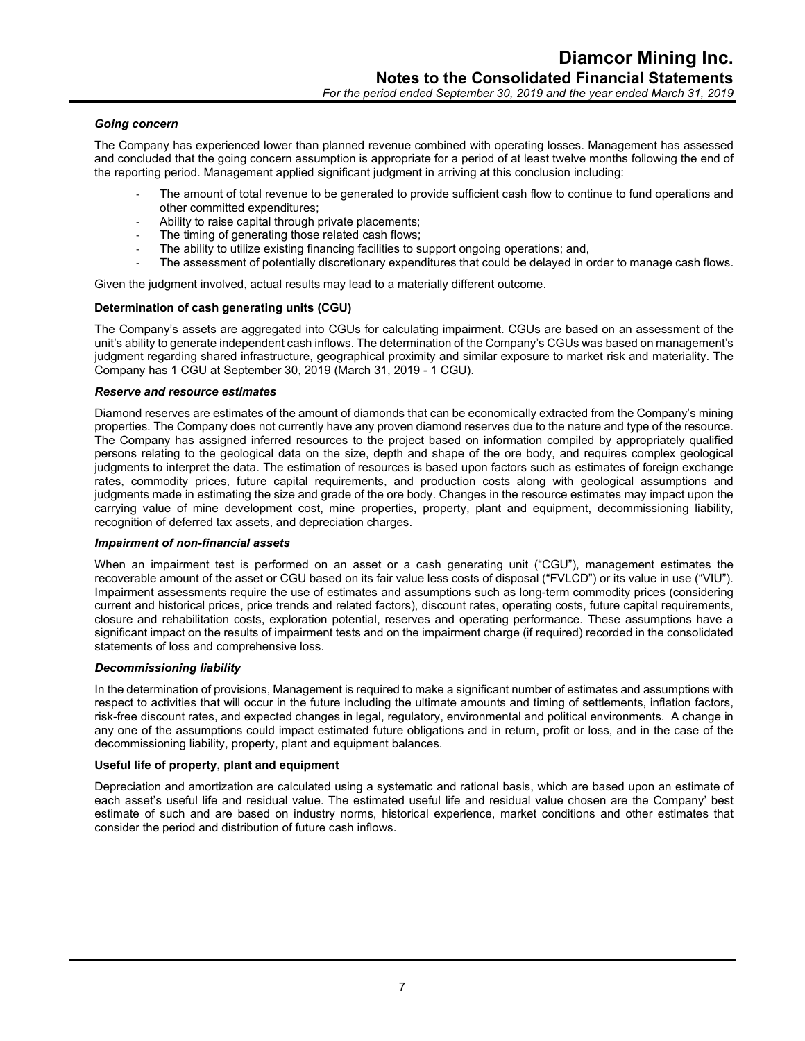### *Going concern*

The Company has experienced lower than planned revenue combined with operating losses. Management has assessed and concluded that the going concern assumption is appropriate for a period of at least twelve months following the end of the reporting period. Management applied significant judgment in arriving at this conclusion including:

- The amount of total revenue to be generated to provide sufficient cash flow to continue to fund operations and other committed expenditures;
- Ability to raise capital through private placements;
- The timing of generating those related cash flows;
- The ability to utilize existing financing facilities to support ongoing operations; and,
- The assessment of potentially discretionary expenditures that could be delayed in order to manage cash flows.

Given the judgment involved, actual results may lead to a materially different outcome.

### **Determination of cash generating units (CGU)**

The Company's assets are aggregated into CGUs for calculating impairment. CGUs are based on an assessment of the unit's ability to generate independent cash inflows. The determination of the Company's CGUs was based on management's judgment regarding shared infrastructure, geographical proximity and similar exposure to market risk and materiality. The Company has 1 CGU at September 30, 2019 (March 31, 2019 - 1 CGU).

### *Reserve and resource estimates*

Diamond reserves are estimates of the amount of diamonds that can be economically extracted from the Company's mining properties. The Company does not currently have any proven diamond reserves due to the nature and type of the resource. The Company has assigned inferred resources to the project based on information compiled by appropriately qualified persons relating to the geological data on the size, depth and shape of the ore body, and requires complex geological judgments to interpret the data. The estimation of resources is based upon factors such as estimates of foreign exchange rates, commodity prices, future capital requirements, and production costs along with geological assumptions and judgments made in estimating the size and grade of the ore body. Changes in the resource estimates may impact upon the carrying value of mine development cost, mine properties, property, plant and equipment, decommissioning liability, recognition of deferred tax assets, and depreciation charges.

### *Impairment of non-financial assets*

When an impairment test is performed on an asset or a cash generating unit ("CGU"), management estimates the recoverable amount of the asset or CGU based on its fair value less costs of disposal ("FVLCD") or its value in use ("VIU"). Impairment assessments require the use of estimates and assumptions such as long-term commodity prices (considering current and historical prices, price trends and related factors), discount rates, operating costs, future capital requirements, closure and rehabilitation costs, exploration potential, reserves and operating performance. These assumptions have a significant impact on the results of impairment tests and on the impairment charge (if required) recorded in the consolidated statements of loss and comprehensive loss.

### *Decommissioning liability*

In the determination of provisions, Management is required to make a significant number of estimates and assumptions with respect to activities that will occur in the future including the ultimate amounts and timing of settlements, inflation factors, risk-free discount rates, and expected changes in legal, regulatory, environmental and political environments. A change in any one of the assumptions could impact estimated future obligations and in return, profit or loss, and in the case of the decommissioning liability, property, plant and equipment balances.

### **Useful life of property, plant and equipment**

Depreciation and amortization are calculated using a systematic and rational basis, which are based upon an estimate of each asset's useful life and residual value. The estimated useful life and residual value chosen are the Company' best estimate of such and are based on industry norms, historical experience, market conditions and other estimates that consider the period and distribution of future cash inflows.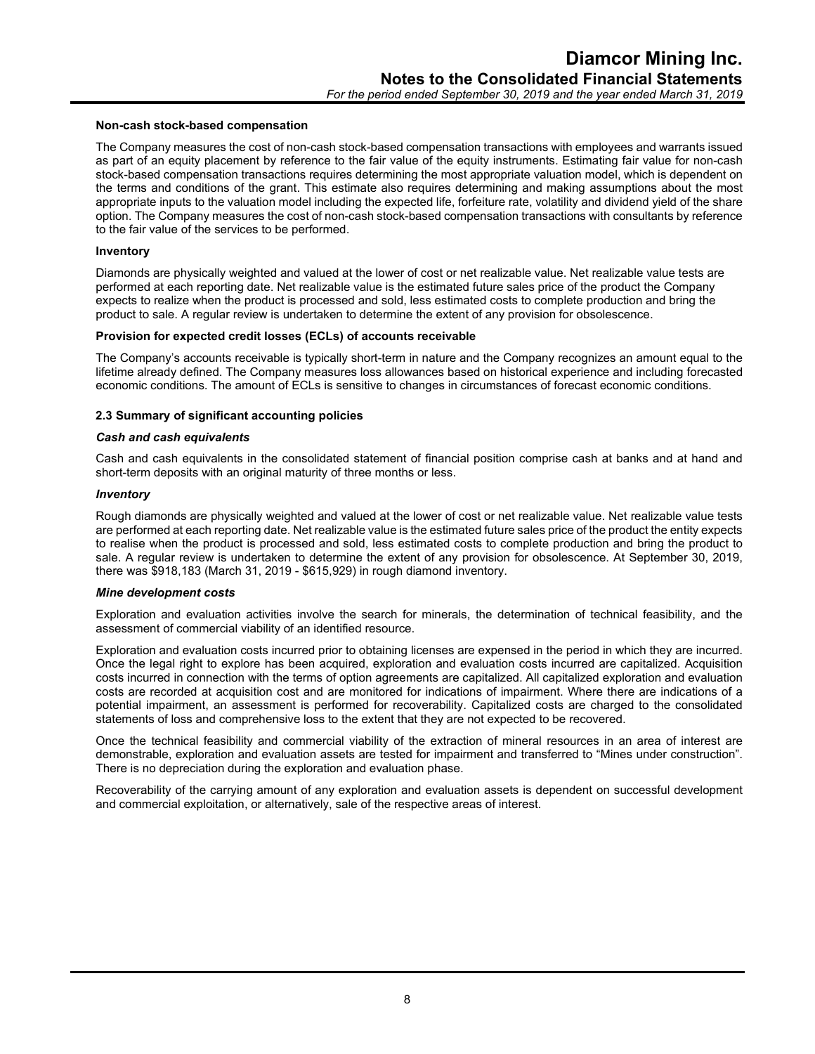**Non-cash stock-based compensation**

The Company measures the cost of non-cash stock-based compensation transactions with employees and warrants issued as part of an equity placement by reference to the fair value of the equity instruments. Estimating fair value for non-cash stock-based compensation transactions requires determining the most appropriate valuation model, which is dependent on the terms and conditions of the grant. This estimate also requires determining and making assumptions about the most appropriate inputs to the valuation model including the expected life, forfeiture rate, volatility and dividend yield of the share option. The Company measures the cost of non-cash stock-based compensation transactions with consultants by reference to the fair value of the services to be performed.

**Inventory**

Diamonds are physically weighted and valued at the lower of cost or net realizable value. Net realizable value tests are performed at each reporting date. Net realizable value is the estimated future sales price of the product the Company expects to realize when the product is processed and sold, less estimated costs to complete production and bring the product to sale. A regular review is undertaken to determine the extent of any provision for obsolescence.

**Provision for expected credit losses (ECLs) of accounts receivable**

The Company's accounts receivable is typically short-term in nature and the Company recognizes an amount equal to the lifetime already defined. The Company measures loss allowances based on historical experience and including forecasted economic conditions. The amount of ECLs is sensitive to changes in circumstances of forecast economic conditions.

### 2.3 Summary of significant accounting policies

***Cash and cash equivalents***

Cash and cash equivalents in the consolidated statement of financial position comprise cash at banks and at hand and short-term deposits with an original maturity of three months or less.

***Inventory***

Rough diamonds are physically weighted and valued at the lower of cost or net realizable value. Net realizable value tests are performed at each reporting date. Net realizable value is the estimated future sales price of the product the entity expects to realise when the product is processed and sold, less estimated costs to complete production and bring the product to sale. A regular review is undertaken to determine the extent of any provision for obsolescence. At September 30, 2019, there was $918,183 (March 31, 2019 - $615,929) in rough diamond inventory.

***Mine development costs***

Exploration and evaluation activities involve the search for minerals, the determination of technical feasibility, and the assessment of commercial viability of an identified resource.

Exploration and evaluation costs incurred prior to obtaining licenses are expensed in the period in which they are incurred. Once the legal right to explore has been acquired, exploration and evaluation costs incurred are capitalized. Acquisition costs incurred in connection with the terms of option agreements are capitalized. All capitalized exploration and evaluation costs are recorded at acquisition cost and are monitored for indications of impairment. Where there are indications of a potential impairment, an assessment is performed for recoverability. Capitalized costs are charged to the consolidated statements of loss and comprehensive loss to the extent that they are not expected to be recovered.

Once the technical feasibility and commercial viability of the extraction of mineral resources in an area of interest are demonstrable, exploration and evaluation assets are tested for impairment and transferred to "Mines under construction". There is no depreciation during the exploration and evaluation phase.

Recoverability of the carrying amount of any exploration and evaluation assets is dependent on successful development and commercial exploitation, or alternatively, sale of the respective areas of interest.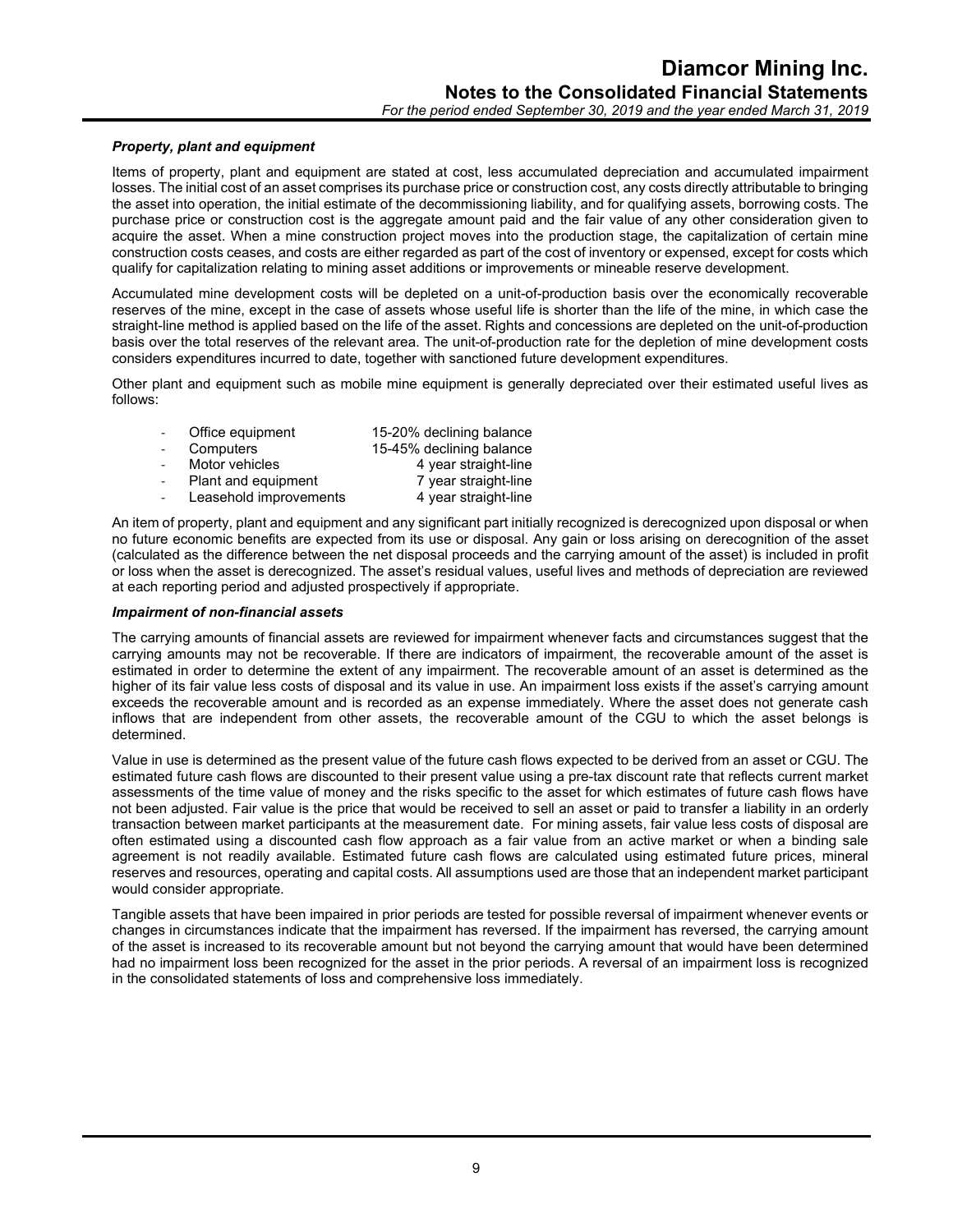***Property, plant and equipment***

Items of property, plant and equipment are stated at cost, less accumulated depreciation and accumulated impairment losses. The initial cost of an asset comprises its purchase price or construction cost, any costs directly attributable to bringing the asset into operation, the initial estimate of the decommissioning liability, and for qualifying assets, borrowing costs. The purchase price or construction cost is the aggregate amount paid and the fair value of any other consideration given to acquire the asset. When a mine construction project moves into the production stage, the capitalization of certain mine construction costs ceases, and costs are either regarded as part of the cost of inventory or expensed, except for costs which qualify for capitalization relating to mining asset additions or improvements or mineable reserve development.

Accumulated mine development costs will be depleted on a unit-of-production basis over the economically recoverable reserves of the mine, except in the case of assets whose useful life is shorter than the life of the mine, in which case the straight-line method is applied based on the life of the asset. Rights and concessions are depleted on the unit-of-production basis over the total reserves of the relevant area. The unit-of-production rate for the depletion of mine development costs considers expenditures incurred to date, together with sanctioned future development expenditures.

Other plant and equipment such as mobile mine equipment is generally depreciated over their estimated useful lives as follows:

- Office equipment 15-20% declining balance
- Computers 15-45% declining balance
- Motor vehicles 4 year straight-line
- Plant and equipment 7 year straight-line
- Leasehold improvements 4 year straight-line

An item of property, plant and equipment and any significant part initially recognized is derecognized upon disposal or when no future economic benefits are expected from its use or disposal. Any gain or loss arising on derecognition of the asset (calculated as the difference between the net disposal proceeds and the carrying amount of the asset) is included in profit or loss when the asset is derecognized. The asset's residual values, useful lives and methods of depreciation are reviewed at each reporting period and adjusted prospectively if appropriate.

***Impairment of non-financial assets***

The carrying amounts of financial assets are reviewed for impairment whenever facts and circumstances suggest that the carrying amounts may not be recoverable. If there are indicators of impairment, the recoverable amount of the asset is estimated in order to determine the extent of any impairment. The recoverable amount of an asset is determined as the higher of its fair value less costs of disposal and its value in use. An impairment loss exists if the asset's carrying amount exceeds the recoverable amount and is recorded as an expense immediately. Where the asset does not generate cash inflows that are independent from other assets, the recoverable amount of the CGU to which the asset belongs is determined.

Value in use is determined as the present value of the future cash flows expected to be derived from an asset or CGU. The estimated future cash flows are discounted to their present value using a pre-tax discount rate that reflects current market assessments of the time value of money and the risks specific to the asset for which estimates of future cash flows have not been adjusted. Fair value is the price that would be received to sell an asset or paid to transfer a liability in an orderly transaction between market participants at the measurement date. For mining assets, fair value less costs of disposal are often estimated using a discounted cash flow approach as a fair value from an active market or when a binding sale agreement is not readily available. Estimated future cash flows are calculated using estimated future prices, mineral reserves and resources, operating and capital costs. All assumptions used are those that an independent market participant would consider appropriate.

Tangible assets that have been impaired in prior periods are tested for possible reversal of impairment whenever events or changes in circumstances indicate that the impairment has reversed. If the impairment has reversed, the carrying amount of the asset is increased to its recoverable amount but not beyond the carrying amount that would have been determined had no impairment loss been recognized for the asset in the prior periods. A reversal of an impairment loss is recognized in the consolidated statements of loss and comprehensive loss immediately.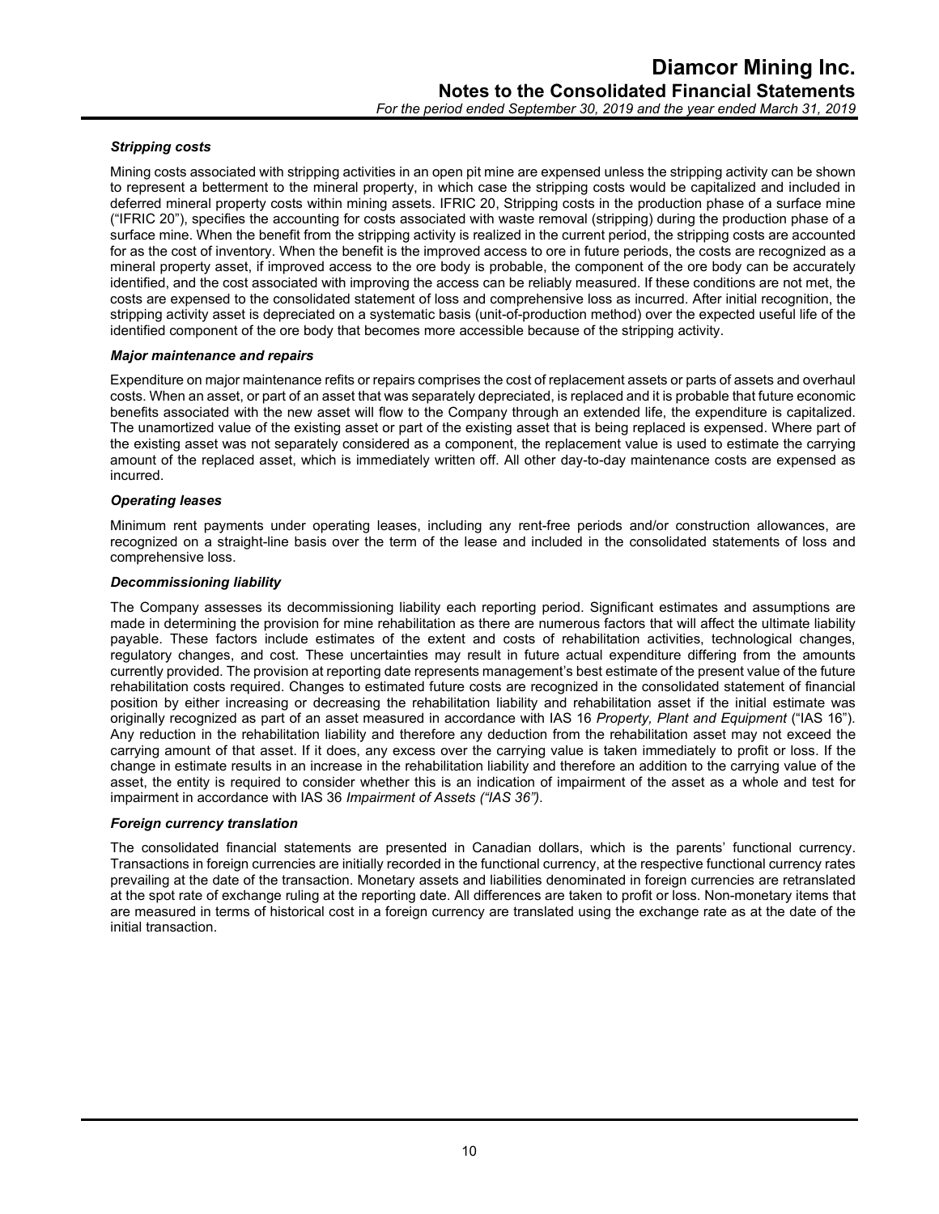### *Stripping costs*

Mining costs associated with stripping activities in an open pit mine are expensed unless the stripping activity can be shown to represent a betterment to the mineral property, in which case the stripping costs would be capitalized and included in deferred mineral property costs within mining assets. IFRIC 20, Stripping costs in the production phase of a surface mine ("IFRIC 20"), specifies the accounting for costs associated with waste removal (stripping) during the production phase of a surface mine. When the benefit from the stripping activity is realized in the current period, the stripping costs are accounted for as the cost of inventory. When the benefit is the improved access to ore in future periods, the costs are recognized as a mineral property asset, if improved access to the ore body is probable, the component of the ore body can be accurately identified, and the cost associated with improving the access can be reliably measured. If these conditions are not met, the costs are expensed to the consolidated statement of loss and comprehensive loss as incurred. After initial recognition, the stripping activity asset is depreciated on a systematic basis (unit-of-production method) over the expected useful life of the identified component of the ore body that becomes more accessible because of the stripping activity.

### *Major maintenance and repairs*

Expenditure on major maintenance refits or repairs comprises the cost of replacement assets or parts of assets and overhaul costs. When an asset, or part of an asset that was separately depreciated, is replaced and it is probable that future economic benefits associated with the new asset will flow to the Company through an extended life, the expenditure is capitalized. The unamortized value of the existing asset or part of the existing asset that is being replaced is expensed. Where part of the existing asset was not separately considered as a component, the replacement value is used to estimate the carrying amount of the replaced asset, which is immediately written off. All other day-to-day maintenance costs are expensed as incurred.

### *Operating leases*

Minimum rent payments under operating leases, including any rent-free periods and/or construction allowances, are recognized on a straight-line basis over the term of the lease and included in the consolidated statements of loss and comprehensive loss.

### *Decommissioning liability*

The Company assesses its decommissioning liability each reporting period. Significant estimates and assumptions are made in determining the provision for mine rehabilitation as there are numerous factors that will affect the ultimate liability payable. These factors include estimates of the extent and costs of rehabilitation activities, technological changes, regulatory changes, and cost. These uncertainties may result in future actual expenditure differing from the amounts currently provided. The provision at reporting date represents management's best estimate of the present value of the future rehabilitation costs required. Changes to estimated future costs are recognized in the consolidated statement of financial position by either increasing or decreasing the rehabilitation liability and rehabilitation asset if the initial estimate was originally recognized as part of an asset measured in accordance with IAS 16 *Property, Plant and Equipment* ("IAS 16"). Any reduction in the rehabilitation liability and therefore any deduction from the rehabilitation asset may not exceed the carrying amount of that asset. If it does, any excess over the carrying value is taken immediately to profit or loss. If the change in estimate results in an increase in the rehabilitation liability and therefore an addition to the carrying value of the asset, the entity is required to consider whether this is an indication of impairment of the asset as a whole and test for impairment in accordance with IAS 36 *Impairment of Assets ("IAS 36")*.

### *Foreign currency translation*

The consolidated financial statements are presented in Canadian dollars, which is the parents' functional currency. Transactions in foreign currencies are initially recorded in the functional currency, at the respective functional currency rates prevailing at the date of the transaction. Monetary assets and liabilities denominated in foreign currencies are retranslated at the spot rate of exchange ruling at the reporting date. All differences are taken to profit or loss. Non-monetary items that are measured in terms of historical cost in a foreign currency are translated using the exchange rate as at the date of the initial transaction.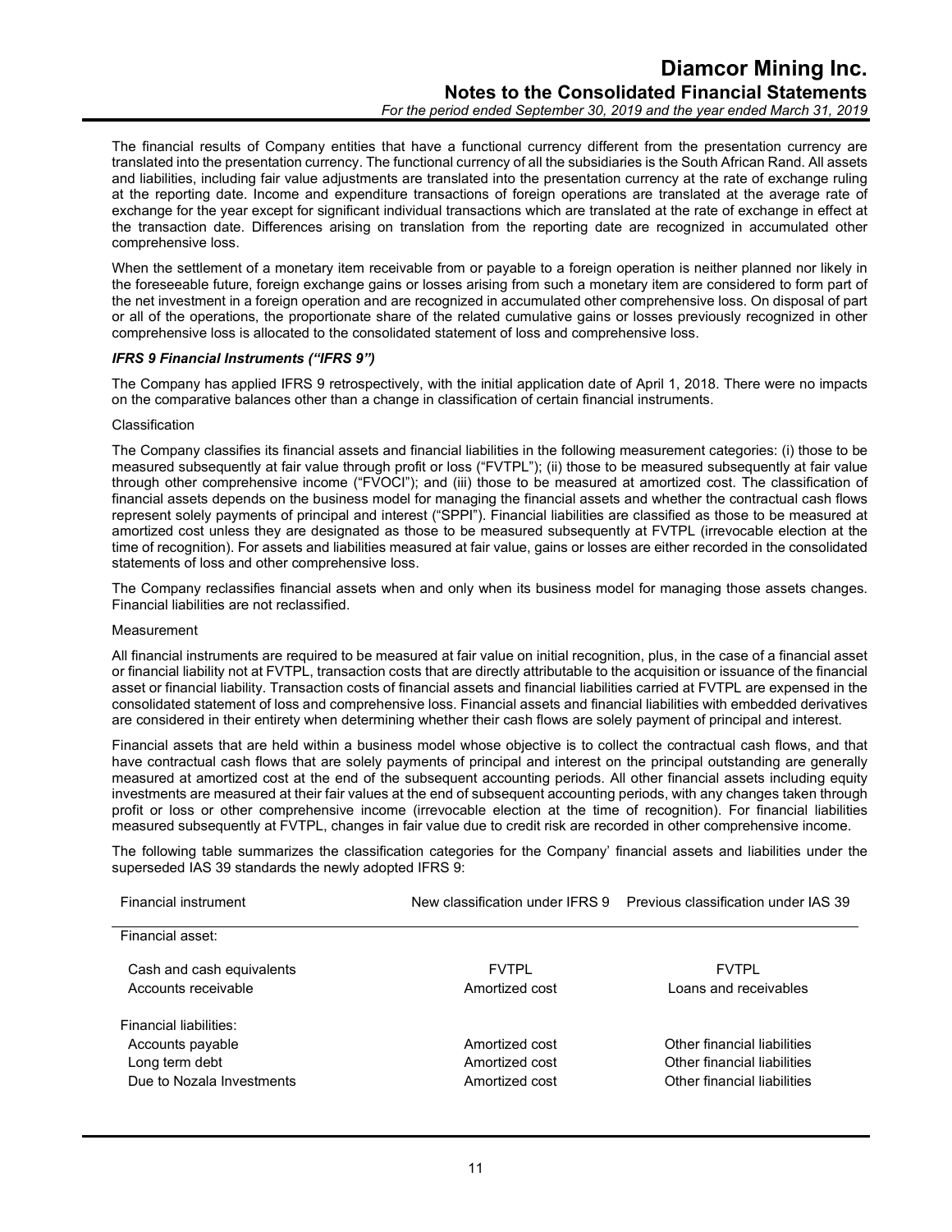The financial results of Company entities that have a functional currency different from the presentation currency are translated into the presentation currency. The functional currency of all the subsidiaries is the South African Rand. All assets and liabilities, including fair value adjustments are translated into the presentation currency at the rate of exchange ruling at the reporting date. Income and expenditure transactions of foreign operations are translated at the average rate of exchange for the year except for significant individual transactions which are translated at the rate of exchange in effect at the transaction date. Differences arising on translation from the reporting date are recognized in accumulated other comprehensive loss.

When the settlement of a monetary item receivable from or payable to a foreign operation is neither planned nor likely in the foreseeable future, foreign exchange gains or losses arising from such a monetary item are considered to form part of the net investment in a foreign operation and are recognized in accumulated other comprehensive loss. On disposal of part or all of the operations, the proportionate share of the related cumulative gains or losses previously recognized in other comprehensive loss is allocated to the consolidated statement of loss and comprehensive loss.

***IFRS 9 Financial Instruments ("IFRS 9")***

The Company has applied IFRS 9 retrospectively, with the initial application date of April 1, 2018. There were no impacts on the comparative balances other than a change in classification of certain financial instruments.

Classification

The Company classifies its financial assets and financial liabilities in the following measurement categories: (i) those to be measured subsequently at fair value through profit or loss ("FVTPL"); (ii) those to be measured subsequently at fair value through other comprehensive income ("FVOCI"); and (iii) those to be measured at amortized cost. The classification of financial assets depends on the business model for managing the financial assets and whether the contractual cash flows represent solely payments of principal and interest ("SPPI"). Financial liabilities are classified as those to be measured at amortized cost unless they are designated as those to be measured subsequently at FVTPL (irrevocable election at the time of recognition). For assets and liabilities measured at fair value, gains or losses are either recorded in the consolidated statements of loss and other comprehensive loss.

The Company reclassifies financial assets when and only when its business model for managing those assets changes. Financial liabilities are not reclassified.

Measurement

All financial instruments are required to be measured at fair value on initial recognition, plus, in the case of a financial asset or financial liability not at FVTPL, transaction costs that are directly attributable to the acquisition or issuance of the financial asset or financial liability. Transaction costs of financial assets and financial liabilities carried at FVTPL are expensed in the consolidated statement of loss and comprehensive loss. Financial assets and financial liabilities with embedded derivatives are considered in their entirety when determining whether their cash flows are solely payment of principal and interest.

Financial assets that are held within a business model whose objective is to collect the contractual cash flows, and that have contractual cash flows that are solely payments of principal and interest on the principal outstanding are generally measured at amortized cost at the end of the subsequent accounting periods. All other financial assets including equity investments are measured at their fair values at the end of subsequent accounting periods, with any changes taken through profit or loss or other comprehensive income (irrevocable election at the time of recognition). For financial liabilities measured subsequently at FVTPL, changes in fair value due to credit risk are recorded in other comprehensive income.

The following table summarizes the classification categories for the Company' financial assets and liabilities under the superseded IAS 39 standards the newly adopted IFRS 9:

| Financial instrument | New classification under IFRS 9 | Previous classification under IAS 39 |
|---|---|---|
| Financial asset: | | |
| Cash and cash equivalents | FVTPL | FVTPL |
| Accounts receivable | Amortized cost | Loans and receivables |
| Financial liabilities: | | |
| Accounts payable | Amortized cost | Other financial liabilities |
| Long term debt | Amortized cost | Other financial liabilities |
| Due to Nozala Investments | Amortized cost | Other financial liabilities |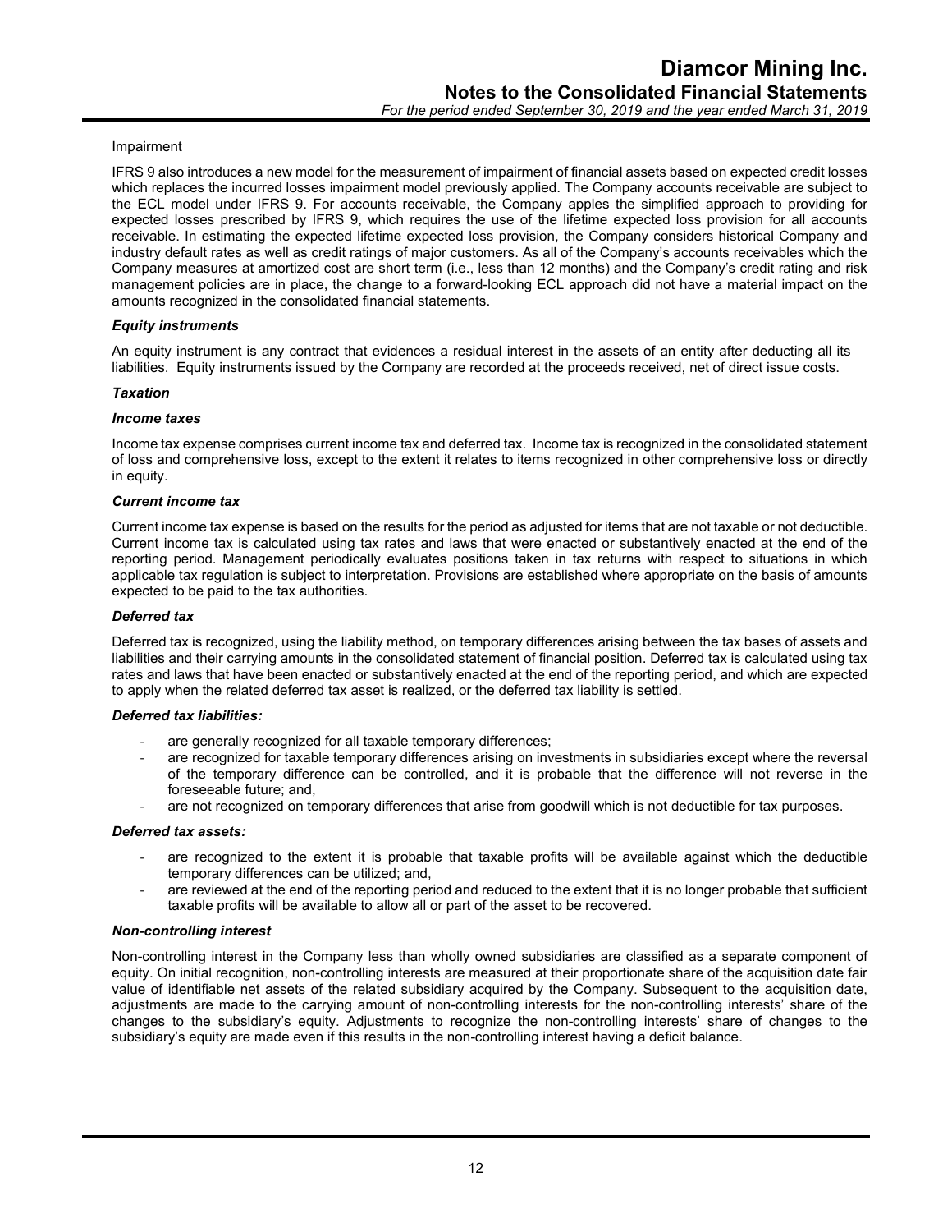Impairment

IFRS 9 also introduces a new model for the measurement of impairment of financial assets based on expected credit losses which replaces the incurred losses impairment model previously applied. The Company accounts receivable are subject to the ECL model under IFRS 9. For accounts receivable, the Company apples the simplified approach to providing for expected losses prescribed by IFRS 9, which requires the use of the lifetime expected loss provision for all accounts receivable. In estimating the expected lifetime expected loss provision, the Company considers historical Company and industry default rates as well as credit ratings of major customers. As all of the Company's accounts receivables which the Company measures at amortized cost are short term (i.e., less than 12 months) and the Company's credit rating and risk management policies are in place, the change to a forward-looking ECL approach did not have a material impact on the amounts recognized in the consolidated financial statements.

***Equity instruments***

An equity instrument is any contract that evidences a residual interest in the assets of an entity after deducting all its liabilities. Equity instruments issued by the Company are recorded at the proceeds received, net of direct issue costs.

***Taxation***

***Income taxes***

Income tax expense comprises current income tax and deferred tax. Income tax is recognized in the consolidated statement of loss and comprehensive loss, except to the extent it relates to items recognized in other comprehensive loss or directly in equity.

***Current income tax***

Current income tax expense is based on the results for the period as adjusted for items that are not taxable or not deductible. Current income tax is calculated using tax rates and laws that were enacted or substantively enacted at the end of the reporting period. Management periodically evaluates positions taken in tax returns with respect to situations in which applicable tax regulation is subject to interpretation. Provisions are established where appropriate on the basis of amounts expected to be paid to the tax authorities.

***Deferred tax***

Deferred tax is recognized, using the liability method, on temporary differences arising between the tax bases of assets and liabilities and their carrying amounts in the consolidated statement of financial position. Deferred tax is calculated using tax rates and laws that have been enacted or substantively enacted at the end of the reporting period, and which are expected to apply when the related deferred tax asset is realized, or the deferred tax liability is settled.

***Deferred tax liabilities:***

- are generally recognized for all taxable temporary differences;
- are recognized for taxable temporary differences arising on investments in subsidiaries except where the reversal of the temporary difference can be controlled, and it is probable that the difference will not reverse in the foreseeable future; and,
- are not recognized on temporary differences that arise from goodwill which is not deductible for tax purposes.

***Deferred tax assets:***

- are recognized to the extent it is probable that taxable profits will be available against which the deductible temporary differences can be utilized; and,
- are reviewed at the end of the reporting period and reduced to the extent that it is no longer probable that sufficient taxable profits will be available to allow all or part of the asset to be recovered.

***Non-controlling interest***

Non-controlling interest in the Company less than wholly owned subsidiaries are classified as a separate component of equity. On initial recognition, non-controlling interests are measured at their proportionate share of the acquisition date fair value of identifiable net assets of the related subsidiary acquired by the Company. Subsequent to the acquisition date, adjustments are made to the carrying amount of non-controlling interests for the non-controlling interests' share of the changes to the subsidiary's equity. Adjustments to recognize the non-controlling interests' share of changes to the subsidiary's equity are made even if this results in the non-controlling interest having a deficit balance.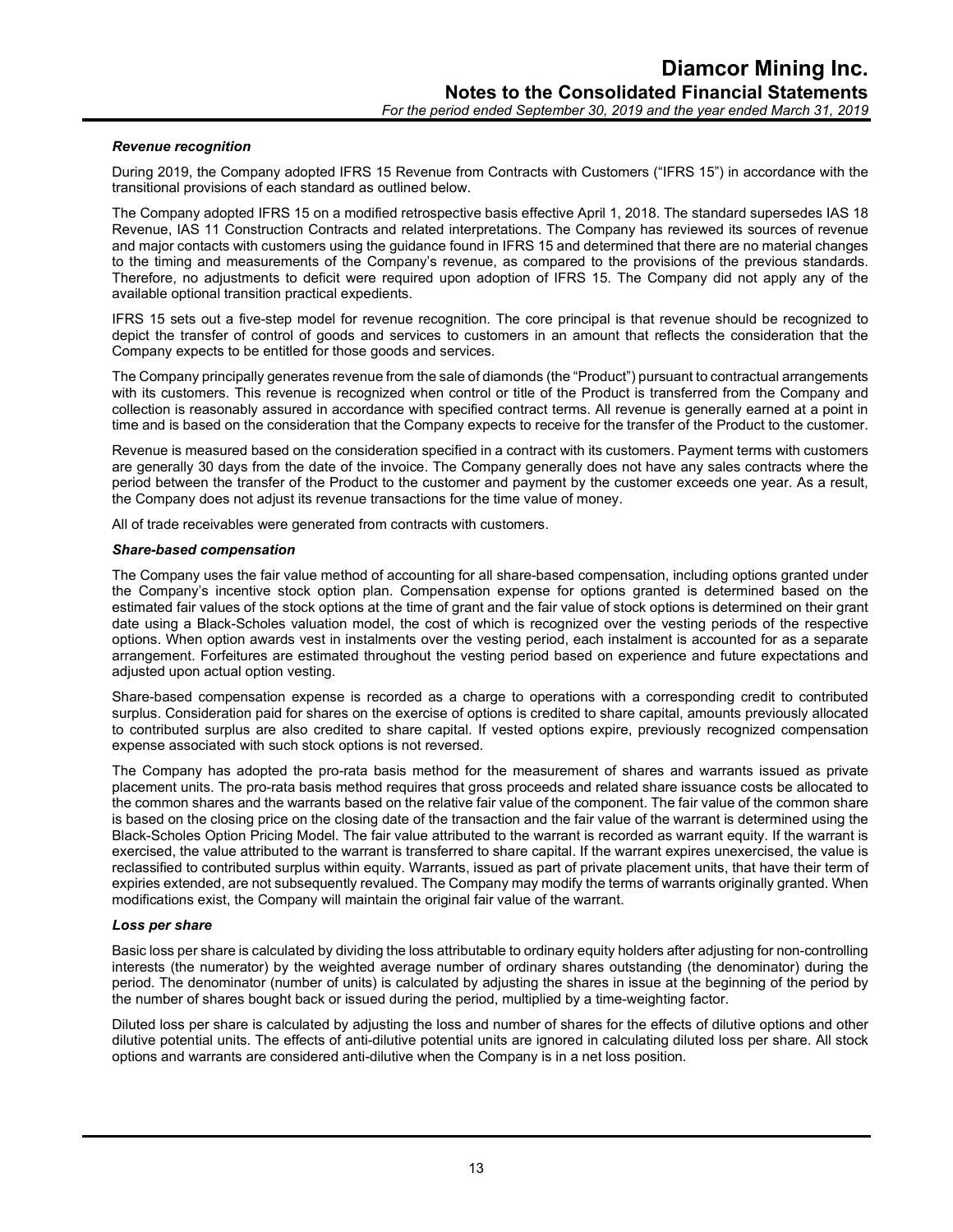#### *Revenue recognition*

During 2019, the Company adopted IFRS 15 Revenue from Contracts with Customers ("IFRS 15") in accordance with the transitional provisions of each standard as outlined below.

The Company adopted IFRS 15 on a modified retrospective basis effective April 1, 2018. The standard supersedes IAS 18 Revenue, IAS 11 Construction Contracts and related interpretations. The Company has reviewed its sources of revenue and major contacts with customers using the guidance found in IFRS 15 and determined that there are no material changes to the timing and measurements of the Company's revenue, as compared to the provisions of the previous standards. Therefore, no adjustments to deficit were required upon adoption of IFRS 15. The Company did not apply any of the available optional transition practical expedients.

IFRS 15 sets out a five-step model for revenue recognition. The core principal is that revenue should be recognized to depict the transfer of control of goods and services to customers in an amount that reflects the consideration that the Company expects to be entitled for those goods and services.

The Company principally generates revenue from the sale of diamonds (the "Product") pursuant to contractual arrangements with its customers. This revenue is recognized when control or title of the Product is transferred from the Company and collection is reasonably assured in accordance with specified contract terms. All revenue is generally earned at a point in time and is based on the consideration that the Company expects to receive for the transfer of the Product to the customer.

Revenue is measured based on the consideration specified in a contract with its customers. Payment terms with customers are generally 30 days from the date of the invoice. The Company generally does not have any sales contracts where the period between the transfer of the Product to the customer and payment by the customer exceeds one year. As a result, the Company does not adjust its revenue transactions for the time value of money.

All of trade receivables were generated from contracts with customers.

#### *Share-based compensation*

The Company uses the fair value method of accounting for all share-based compensation, including options granted under the Company's incentive stock option plan. Compensation expense for options granted is determined based on the estimated fair values of the stock options at the time of grant and the fair value of stock options is determined on their grant date using a Black-Scholes valuation model, the cost of which is recognized over the vesting periods of the respective options. When option awards vest in instalments over the vesting period, each instalment is accounted for as a separate arrangement. Forfeitures are estimated throughout the vesting period based on experience and future expectations and adjusted upon actual option vesting.

Share-based compensation expense is recorded as a charge to operations with a corresponding credit to contributed surplus. Consideration paid for shares on the exercise of options is credited to share capital, amounts previously allocated to contributed surplus are also credited to share capital. If vested options expire, previously recognized compensation expense associated with such stock options is not reversed.

The Company has adopted the pro-rata basis method for the measurement of shares and warrants issued as private placement units. The pro-rata basis method requires that gross proceeds and related share issuance costs be allocated to the common shares and the warrants based on the relative fair value of the component. The fair value of the common share is based on the closing price on the closing date of the transaction and the fair value of the warrant is determined using the Black-Scholes Option Pricing Model. The fair value attributed to the warrant is recorded as warrant equity. If the warrant is exercised, the value attributed to the warrant is transferred to share capital. If the warrant expires unexercised, the value is reclassified to contributed surplus within equity. Warrants, issued as part of private placement units, that have their term of expiries extended, are not subsequently revalued. The Company may modify the terms of warrants originally granted. When modifications exist, the Company will maintain the original fair value of the warrant.

#### *Loss per share*

Basic loss per share is calculated by dividing the loss attributable to ordinary equity holders after adjusting for non-controlling interests (the numerator) by the weighted average number of ordinary shares outstanding (the denominator) during the period. The denominator (number of units) is calculated by adjusting the shares in issue at the beginning of the period by the number of shares bought back or issued during the period, multiplied by a time-weighting factor.

Diluted loss per share is calculated by adjusting the loss and number of shares for the effects of dilutive options and other dilutive potential units. The effects of anti-dilutive potential units are ignored in calculating diluted loss per share. All stock options and warrants are considered anti-dilutive when the Company is in a net loss position.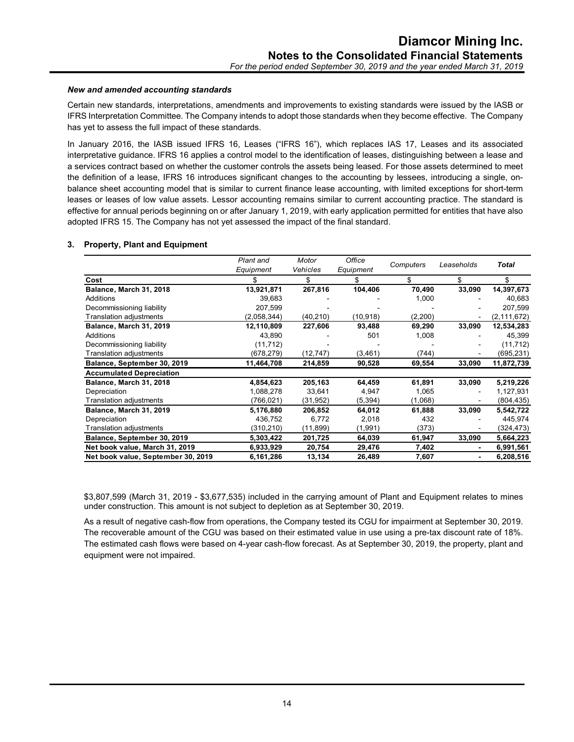### *New and amended accounting standards*

Certain new standards, interpretations, amendments and improvements to existing standards were issued by the IASB or IFRS Interpretation Committee. The Company intends to adopt those standards when they become effective. The Company has yet to assess the full impact of these standards.

In January 2016, the IASB issued IFRS 16, Leases ("IFRS 16"), which replaces IAS 17, Leases and its associated interpretative guidance. IFRS 16 applies a control model to the identification of leases, distinguishing between a lease and a services contract based on whether the customer controls the assets being leased. For those assets determined to meet the definition of a lease, IFRS 16 introduces significant changes to the accounting by lessees, introducing a single, on-balance sheet accounting model that is similar to current finance lease accounting, with limited exceptions for short-term leases or leases of low value assets. Lessor accounting remains similar to current accounting practice. The standard is effective for annual periods beginning on or after January 1, 2019, with early application permitted for entities that have also adopted IFRS 15. The Company has not yet assessed the impact of the final standard.

## 3. Property, Plant and Equipment

| | *Plant and Equipment* | *Motor Vehicles* | *Office Equipment* | *Computers* | *Leaseholds* | ***Total*** |
|---|---|---|---|---|---|---|
| **Cost** | $ | $ | $ | $ | $ | $ |
| **Balance, March 31, 2018** | **13,921,871** | **267,816** | **104,406** | **70,490** | **33,090** | **14,397,673** |
| Additions | 39,683 | - | - | 1,000 | - | 40,683 |
| Decommissioning liability | 207,599 | - | - | - | - | 207,599 |
| Translation adjustments | (2,058,344) | (40,210) | (10,918) | (2,200) | - | (2,111,672) |
| **Balance, March 31, 2019** | **12,110,809** | **227,606** | **93,488** | **69,290** | **33,090** | **12,534,283** |
| Additions | 43,890 | - | 501 | 1,008 | - | 45,399 |
| Decommissioning liability | (11,712) | - | - | - | - | (11,712) |
| Translation adjustments | (678,279) | (12,747) | (3,461) | (744) | - | (695,231) |
| **Balance, September 30, 2019** | **11,464,708** | **214,859** | **90,528** | **69,554** | **33,090** | **11,872,739** |
| **Accumulated Depreciation** | | | | | | |
| **Balance, March 31, 2018** | **4,854,623** | **205,163** | **64,459** | **61,891** | **33,090** | **5,219,226** |
| Depreciation | 1,088,278 | 33,641 | 4,947 | 1,065 | - | 1,127,931 |
| Translation adjustments | (766,021) | (31,952) | (5,394) | (1,068) | - | (804,435) |
| **Balance, March 31, 2019** | **5,176,880** | **206,852** | **64,012** | **61,888** | **33,090** | **5,542,722** |
| Depreciation | 436,752 | 6,772 | 2,018 | 432 | - | 445,974 |
| Translation adjustments | (310,210) | (11,899) | (1,991) | (373) | - | (324,473) |
| **Balance, September 30, 2019** | **5,303,422** | **201,725** | **64,039** | **61,947** | **33,090** | **5,664,223** |
| **Net book value, March 31, 2019** | **6,933,929** | **20,754** | **29,476** | **7,402** | **-** | **6,991,561** |
| **Net book value, September 30, 2019** | **6,161,286** | **13,134** | **26,489** | **7,607** | **-** | **6,208,516** |

$3,807,599 (March 31, 2019 - $3,677,535) included in the carrying amount of Plant and Equipment relates to mines under construction. This amount is not subject to depletion as at September 30, 2019.

As a result of negative cash-flow from operations, the Company tested its CGU for impairment at September 30, 2019. The recoverable amount of the CGU was based on their estimated value in use using a pre-tax discount rate of 18%. The estimated cash flows were based on 4-year cash-flow forecast. As at September 30, 2019, the property, plant and equipment were not impaired.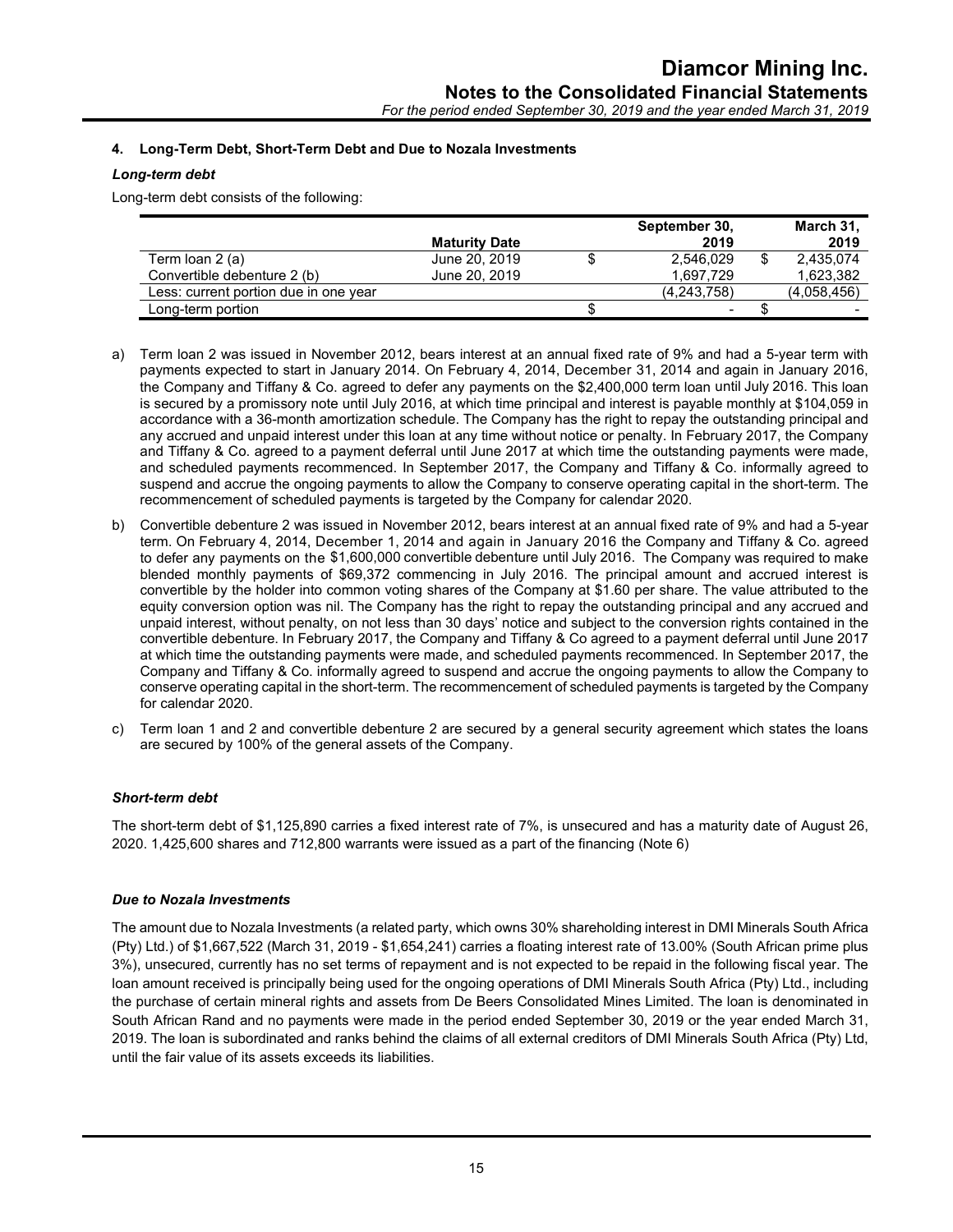### 4. Long-Term Debt, Short-Term Debt and Due to Nozala Investments

***Long-term debt***

Long-term debt consists of the following:

| | Maturity Date | September 30, 2019 | March 31, 2019 |
|---|---|---|---|
| Term loan 2 (a) | June 20, 2019 | $ 2,546,029 | $ 2,435,074 |
| Convertible debenture 2 (b) | June 20, 2019 | 1,697,729 | 1,623,382 |
| Less: current portion due in one year | | (4,243,758) | (4,058,456) |
| Long-term portion | | $ - | $ - |

a) Term loan 2 was issued in November 2012, bears interest at an annual fixed rate of 9% and had a 5-year term with payments expected to start in January 2014. On February 4, 2014, December 31, 2014 and again in January 2016, the Company and Tiffany & Co. agreed to defer any payments on the $2,400,000 term loan until July 2016. This loan is secured by a promissory note until July 2016, at which time principal and interest is payable monthly at $104,059 in accordance with a 36-month amortization schedule. The Company has the right to repay the outstanding principal and any accrued and unpaid interest under this loan at any time without notice or penalty. In February 2017, the Company and Tiffany & Co. agreed to a payment deferral until June 2017 at which time the outstanding payments were made, and scheduled payments recommenced. In September 2017, the Company and Tiffany & Co. informally agreed to suspend and accrue the ongoing payments to allow the Company to conserve operating capital in the short-term. The recommencement of scheduled payments is targeted by the Company for calendar 2020.

b) Convertible debenture 2 was issued in November 2012, bears interest at an annual fixed rate of 9% and had a 5-year term. On February 4, 2014, December 1, 2014 and again in January 2016 the Company and Tiffany & Co. agreed to defer any payments on the $1,600,000 convertible debenture until July 2016. The Company was required to make blended monthly payments of $69,372 commencing in July 2016. The principal amount and accrued interest is convertible by the holder into common voting shares of the Company at $1.60 per share. The value attributed to the equity conversion option was nil. The Company has the right to repay the outstanding principal and any accrued and unpaid interest, without penalty, on not less than 30 days' notice and subject to the conversion rights contained in the convertible debenture. In February 2017, the Company and Tiffany & Co agreed to a payment deferral until June 2017 at which time the outstanding payments were made, and scheduled payments recommenced. In September 2017, the Company and Tiffany & Co. informally agreed to suspend and accrue the ongoing payments to allow the Company to conserve operating capital in the short-term. The recommencement of scheduled payments is targeted by the Company for calendar 2020.

c) Term loan 1 and 2 and convertible debenture 2 are secured by a general security agreement which states the loans are secured by 100% of the general assets of the Company.

***Short-term debt***

The short-term debt of $1,125,890 carries a fixed interest rate of 7%, is unsecured and has a maturity date of August 26, 2020. 1,425,600 shares and 712,800 warrants were issued as a part of the financing (Note 6)

***Due to Nozala Investments***

The amount due to Nozala Investments (a related party, which owns 30% shareholding interest in DMI Minerals South Africa (Pty) Ltd.) of $1,667,522 (March 31, 2019 - $1,654,241) carries a floating interest rate of 13.00% (South African prime plus 3%), unsecured, currently has no set terms of repayment and is not expected to be repaid in the following fiscal year. The loan amount received is principally being used for the ongoing operations of DMI Minerals South Africa (Pty) Ltd., including the purchase of certain mineral rights and assets from De Beers Consolidated Mines Limited. The loan is denominated in South African Rand and no payments were made in the period ended September 30, 2019 or the year ended March 31, 2019. The loan is subordinated and ranks behind the claims of all external creditors of DMI Minerals South Africa (Pty) Ltd, until the fair value of its assets exceeds its liabilities.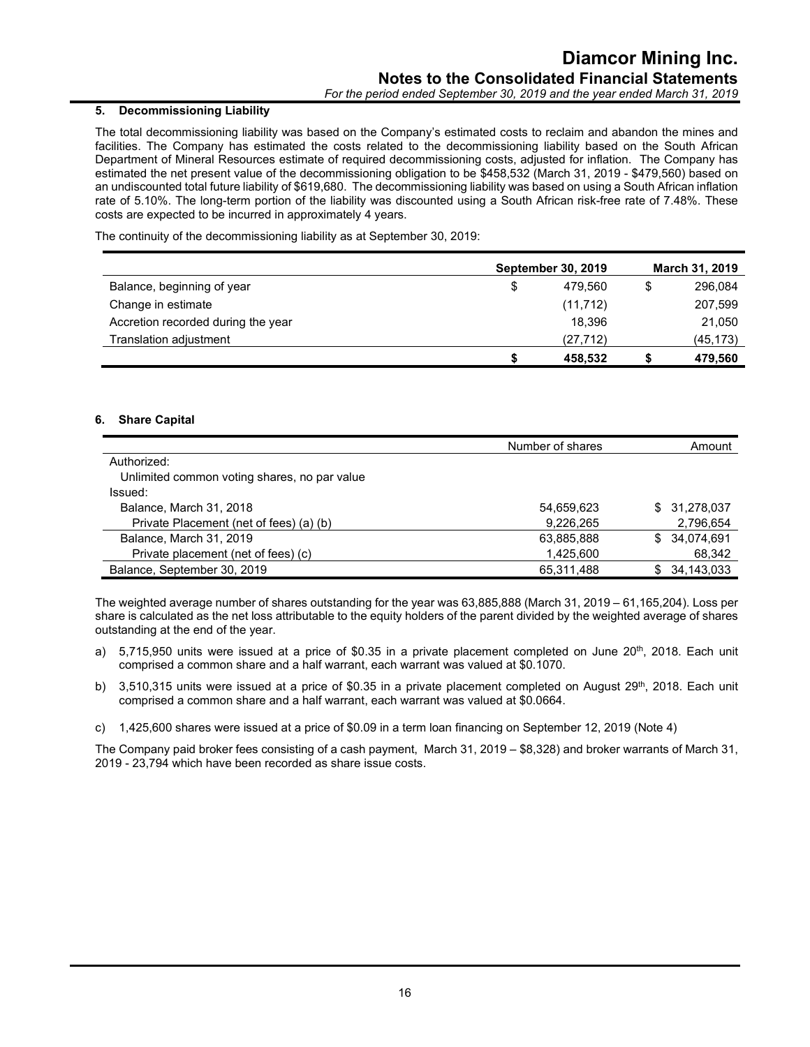## 5. Decommissioning Liability

The total decommissioning liability was based on the Company's estimated costs to reclaim and abandon the mines and facilities. The Company has estimated the costs related to the decommissioning liability based on the South African Department of Mineral Resources estimate of required decommissioning costs, adjusted for inflation. The Company has estimated the net present value of the decommissioning obligation to be $458,532 (March 31, 2019 - $479,560) based on an undiscounted total future liability of $619,680. The decommissioning liability was based on using a South African inflation rate of 5.10%. The long-term portion of the liability was discounted using a South African risk-free rate of 7.48%. These costs are expected to be incurred in approximately 4 years.

The continuity of the decommissioning liability as at September 30, 2019:

| | September 30, 2019 | March 31, 2019 |
|---|---|---|
| Balance, beginning of year | $ 479,560 | $ 296,084 |
| Change in estimate | (11,712) | 207,599 |
| Accretion recorded during the year | 18,396 | 21,050 |
| Translation adjustment | (27,712) | (45,173) |
| | **$ 458,532** | **$ 479,560** |

## 6. Share Capital

| | Number of shares | Amount |
|---|---|---|
| Authorized: | | |
| Unlimited common voting shares, no par value | | |
| Issued: | | |
| Balance, March 31, 2018 | 54,659,623 | $ 31,278,037 |
| Private Placement (net of fees) (a) (b) | 9,226,265 | 2,796,654 |
| Balance, March 31, 2019 | 63,885,888 | $ 34,074,691 |
| Private placement (net of fees) (c) | 1,425,600 | 68,342 |
| Balance, September 30, 2019 | 65,311,488 | $ 34,143,033 |

The weighted average number of shares outstanding for the year was 63,885,888 (March 31, 2019 – 61,165,204). Loss per share is calculated as the net loss attributable to the equity holders of the parent divided by the weighted average of shares outstanding at the end of the year.

a) 5,715,950 units were issued at a price of $0.35 in a private placement completed on June 20th, 2018. Each unit comprised a common share and a half warrant, each warrant was valued at $0.1070.

b) 3,510,315 units were issued at a price of $0.35 in a private placement completed on August 29th, 2018. Each unit comprised a common share and a half warrant, each warrant was valued at $0.0664.

c) 1,425,600 shares were issued at a price of $0.09 in a term loan financing on September 12, 2019 (Note 4)

The Company paid broker fees consisting of a cash payment, March 31, 2019 – $8,328) and broker warrants of March 31, 2019 - 23,794 which have been recorded as share issue costs.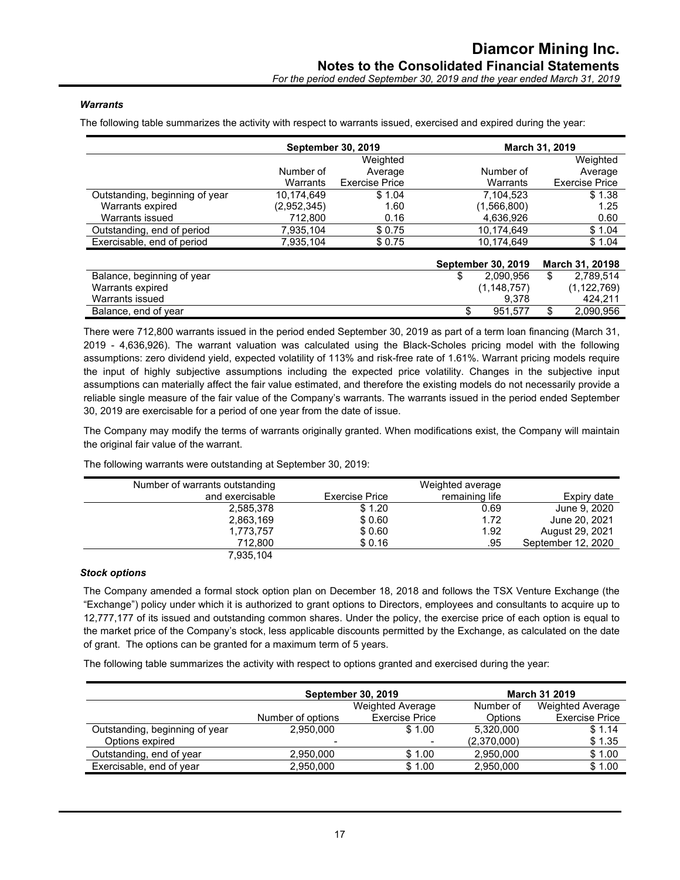### *Warrants*

The following table summarizes the activity with respect to warrants issued, exercised and expired during the year:

| | September 30, 2019 | | March 31, 2019 | |
|---|---|---|---|---|
| | Number of Warrants | Weighted Average Exercise Price | Number of Warrants | Weighted Average Exercise Price |
| Outstanding, beginning of year | 10,174,649 | $ 1.04 | 7,104,523 | $ 1.38 |
| Warrants expired | (2,952,345) | 1.60 | (1,566,800) | 1.25 |
| Warrants issued | 712,800 | 0.16 | 4,636,926 | 0.60 |
| Outstanding, end of period | 7,935,104 | $ 0.75 | 10,174,649 | $ 1.04 |
| Exercisable, end of period | 7,935,104 | $ 0.75 | 10,174,649 | $ 1.04 |

| | September 30, 2019 | March 31, 20198 |
|---|---|---|
| Balance, beginning of year | $ 2,090,956 | $ 2,789,514 |
| Warrants expired | (1,148,757) | (1,122,769) |
| Warrants issued | 9,378 | 424,211 |
| Balance, end of year | $ 951,577 | $ 2,090,956 |

There were 712,800 warrants issued in the period ended September 30, 2019 as part of a term loan financing (March 31, 2019 - 4,636,926). The warrant valuation was calculated using the Black-Scholes pricing model with the following assumptions: zero dividend yield, expected volatility of 113% and risk-free rate of 1.61%. Warrant pricing models require the input of highly subjective assumptions including the expected price volatility. Changes in the subjective input assumptions can materially affect the fair value estimated, and therefore the existing models do not necessarily provide a reliable single measure of the fair value of the Company's warrants. The warrants issued in the period ended September 30, 2019 are exercisable for a period of one year from the date of issue.

The Company may modify the terms of warrants originally granted. When modifications exist, the Company will maintain the original fair value of the warrant.

The following warrants were outstanding at September 30, 2019:

| Number of warrants outstanding and exercisable | Exercise Price | Weighted average remaining life | Expiry date |
|---|---|---|---|
| 2,585,378 | $ 1.20 | 0.69 | June 9, 2020 |
| 2,863,169 | $ 0.60 | 1.72 | June 20, 2021 |
| 1,773,757 | $ 0.60 | 1.92 | August 29, 2021 |
| 712,800 | $ 0.16 | .95 | September 12, 2020 |
| 7,935,104 | | | |

### *Stock options*

The Company amended a formal stock option plan on December 18, 2018 and follows the TSX Venture Exchange (the "Exchange") policy under which it is authorized to grant options to Directors, employees and consultants to acquire up to 12,777,177 of its issued and outstanding common shares. Under the policy, the exercise price of each option is equal to the market price of the Company's stock, less applicable discounts permitted by the Exchange, as calculated on the date of grant. The options can be granted for a maximum term of 5 years.

The following table summarizes the activity with respect to options granted and exercised during the year:

| | September 30, 2019 | | March 31 2019 | |
|---|---|---|---|---|
| | Number of options | Weighted Average Exercise Price | Number of Options | Weighted Average Exercise Price |
| Outstanding, beginning of year | 2,950,000 | $ 1.00 | 5,320,000 | $ 1.14 |
| Options expired | - | - | (2,370,000) | $ 1.35 |
| Outstanding, end of year | 2,950,000 | $ 1.00 | 2,950,000 | $ 1.00 |
| Exercisable, end of year | 2,950,000 | $ 1.00 | 2,950,000 | $ 1.00 |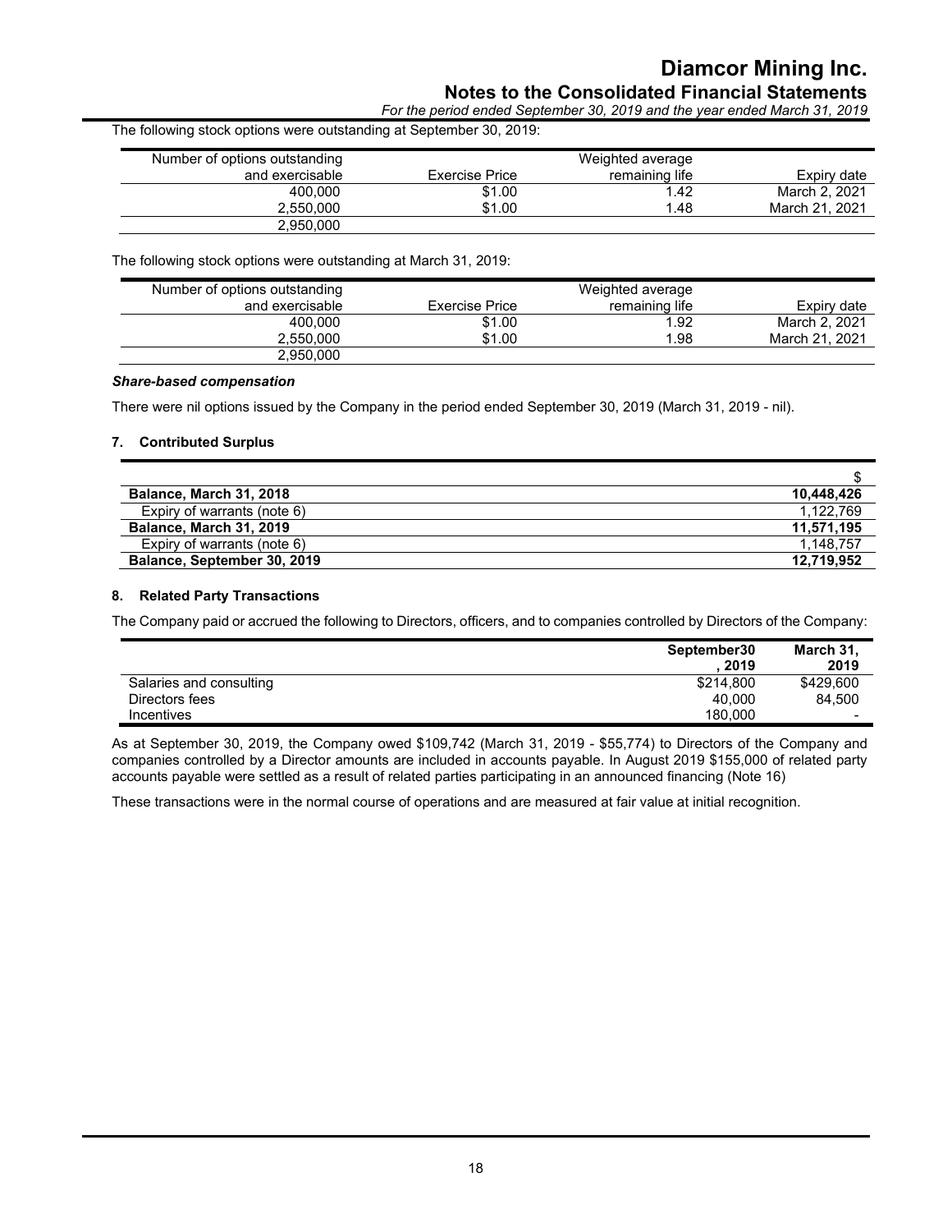The following stock options were outstanding at September 30, 2019:

| Number of options outstanding and exercisable | Exercise Price | Weighted average remaining life | Expiry date |
|---|---|---|---|
| 400,000 | $1.00 | 1.42 | March 2, 2021 |
| 2,550,000 | $1.00 | 1.48 | March 21, 2021 |
| 2,950,000 | | | |

The following stock options were outstanding at March 31, 2019:

| Number of options outstanding and exercisable | Exercise Price | Weighted average remaining life | Expiry date |
|---|---|---|---|
| 400,000 | $1.00 | 1.92 | March 2, 2021 |
| 2,550,000 | $1.00 | 1.98 | March 21, 2021 |
| 2,950,000 | | | |

***Share-based compensation***

There were nil options issued by the Company in the period ended September 30, 2019 (March 31, 2019 - nil).

## 7. Contributed Surplus

| | $ |
|---|---|
| **Balance, March 31, 2018** | **10,448,426** |
| Expiry of warrants (note 6) | 1,122,769 |
| **Balance, March 31, 2019** | **11,571,195** |
| Expiry of warrants (note 6) | 1,148,757 |
| **Balance, September 30, 2019** | **12,719,952** |

## 8. Related Party Transactions

The Company paid or accrued the following to Directors, officers, and to companies controlled by Directors of the Company:

| | September30 , 2019 | March 31, 2019 |
|---|---|---|
| Salaries and consulting | $214,800 | $429,600 |
| Directors fees | 40,000 | 84,500 |
| Incentives | 180,000 | - |

As at September 30, 2019, the Company owed $109,742 (March 31, 2019 - $55,774) to Directors of the Company and companies controlled by a Director amounts are included in accounts payable. In August 2019 $155,000 of related party accounts payable were settled as a result of related parties participating in an announced financing (Note 16)

These transactions were in the normal course of operations and are measured at fair value at initial recognition.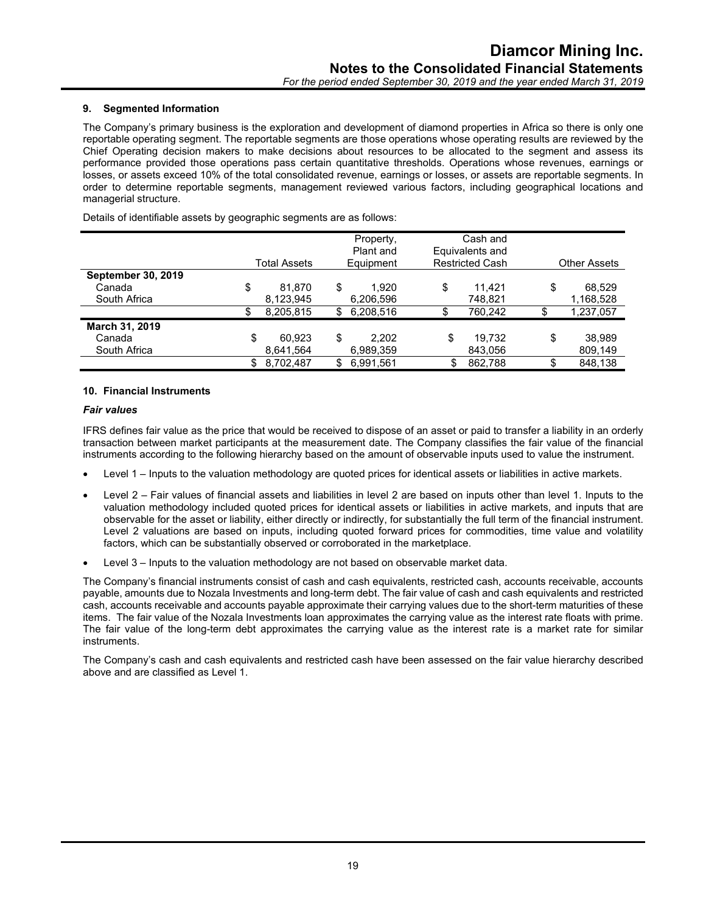## 9. Segmented Information

The Company's primary business is the exploration and development of diamond properties in Africa so there is only one reportable operating segment. The reportable segments are those operations whose operating results are reviewed by the Chief Operating decision makers to make decisions about resources to be allocated to the segment and assess its performance provided those operations pass certain quantitative thresholds. Operations whose revenues, earnings or losses, or assets exceed 10% of the total consolidated revenue, earnings or losses, or assets are reportable segments. In order to determine reportable segments, management reviewed various factors, including geographical locations and managerial structure.

Details of identifiable assets by geographic segments are as follows:

| | Total Assets | Property, Plant and Equipment | Cash and Equivalents and Restricted Cash | Other Assets |
|---|---|---|---|---|
| **September 30, 2019** | | | | |
| Canada | $ 81,870 | $ 1,920 | $ 11,421 | $ 68,529 |
| South Africa | 8,123,945 | 6,206,596 | 748,821 | 1,168,528 |
| | $ 8,205,815 | $ 6,208,516 | $ 760,242 | $ 1,237,057 |
| **March 31, 2019** | | | | |
| Canada | $ 60,923 | $ 2,202 | $ 19,732 | $ 38,989 |
| South Africa | 8,641,564 | 6,989,359 | 843,056 | 809,149 |
| | $ 8,702,487 | $ 6,991,561 | $ 862,788 | $ 848,138 |

## 10. Financial Instruments

### *Fair values*

IFRS defines fair value as the price that would be received to dispose of an asset or paid to transfer a liability in an orderly transaction between market participants at the measurement date. The Company classifies the fair value of the financial instruments according to the following hierarchy based on the amount of observable inputs used to value the instrument.

- Level 1 – Inputs to the valuation methodology are quoted prices for identical assets or liabilities in active markets.
- Level 2 – Fair values of financial assets and liabilities in level 2 are based on inputs other than level 1. Inputs to the valuation methodology included quoted prices for identical assets or liabilities in active markets, and inputs that are observable for the asset or liability, either directly or indirectly, for substantially the full term of the financial instrument. Level 2 valuations are based on inputs, including quoted forward prices for commodities, time value and volatility factors, which can be substantially observed or corroborated in the marketplace.
- Level 3 – Inputs to the valuation methodology are not based on observable market data.

The Company's financial instruments consist of cash and cash equivalents, restricted cash, accounts receivable, accounts payable, amounts due to Nozala Investments and long-term debt. The fair value of cash and cash equivalents and restricted cash, accounts receivable and accounts payable approximate their carrying values due to the short-term maturities of these items. The fair value of the Nozala Investments loan approximates the carrying value as the interest rate floats with prime. The fair value of the long-term debt approximates the carrying value as the interest rate is a market rate for similar instruments.

The Company's cash and cash equivalents and restricted cash have been assessed on the fair value hierarchy described above and are classified as Level 1.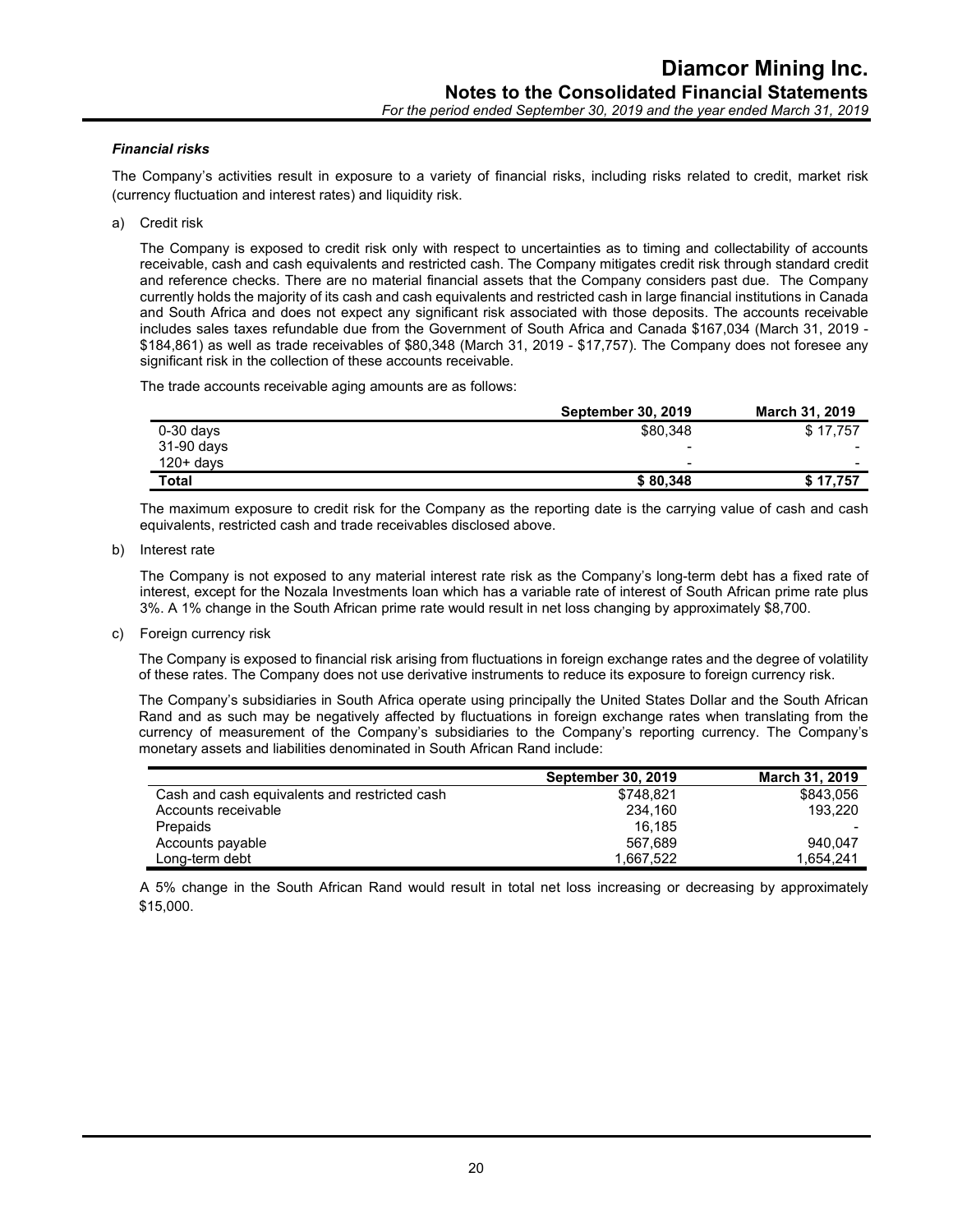### *Financial risks*

The Company's activities result in exposure to a variety of financial risks, including risks related to credit, market risk (currency fluctuation and interest rates) and liquidity risk.

a) Credit risk

The Company is exposed to credit risk only with respect to uncertainties as to timing and collectability of accounts receivable, cash and cash equivalents and restricted cash. The Company mitigates credit risk through standard credit and reference checks. There are no material financial assets that the Company considers past due. The Company currently holds the majority of its cash and cash equivalents and restricted cash in large financial institutions in Canada and South Africa and does not expect any significant risk associated with those deposits. The accounts receivable includes sales taxes refundable due from the Government of South Africa and Canada $167,034 (March 31, 2019 - $184,861) as well as trade receivables of $80,348 (March 31, 2019 - $17,757). The Company does not foresee any significant risk in the collection of these accounts receivable.

The trade accounts receivable aging amounts are as follows:

| | September 30, 2019 | March 31, 2019 |
|---|---|---|
| 0-30 days | $80,348 | $ 17,757 |
| 31-90 days | - | - |
| 120+ days | - | - |
| **Total** | **$ 80,348** | **$ 17,757** |

The maximum exposure to credit risk for the Company as the reporting date is the carrying value of cash and cash equivalents, restricted cash and trade receivables disclosed above.

b) Interest rate

The Company is not exposed to any material interest rate risk as the Company's long-term debt has a fixed rate of interest, except for the Nozala Investments loan which has a variable rate of interest of South African prime rate plus 3%. A 1% change in the South African prime rate would result in net loss changing by approximately $8,700.

c) Foreign currency risk

The Company is exposed to financial risk arising from fluctuations in foreign exchange rates and the degree of volatility of these rates. The Company does not use derivative instruments to reduce its exposure to foreign currency risk.

The Company's subsidiaries in South Africa operate using principally the United States Dollar and the South African Rand and as such may be negatively affected by fluctuations in foreign exchange rates when translating from the currency of measurement of the Company's subsidiaries to the Company's reporting currency. The Company's monetary assets and liabilities denominated in South African Rand include:

| | September 30, 2019 | March 31, 2019 |
|---|---|---|
| Cash and cash equivalents and restricted cash | $748,821 | $843,056 |
| Accounts receivable | 234,160 | 193,220 |
| Prepaids | 16,185 | - |
| Accounts payable | 567,689 | 940,047 |
| Long-term debt | 1,667,522 | 1,654,241 |

A 5% change in the South African Rand would result in total net loss increasing or decreasing by approximately $15,000.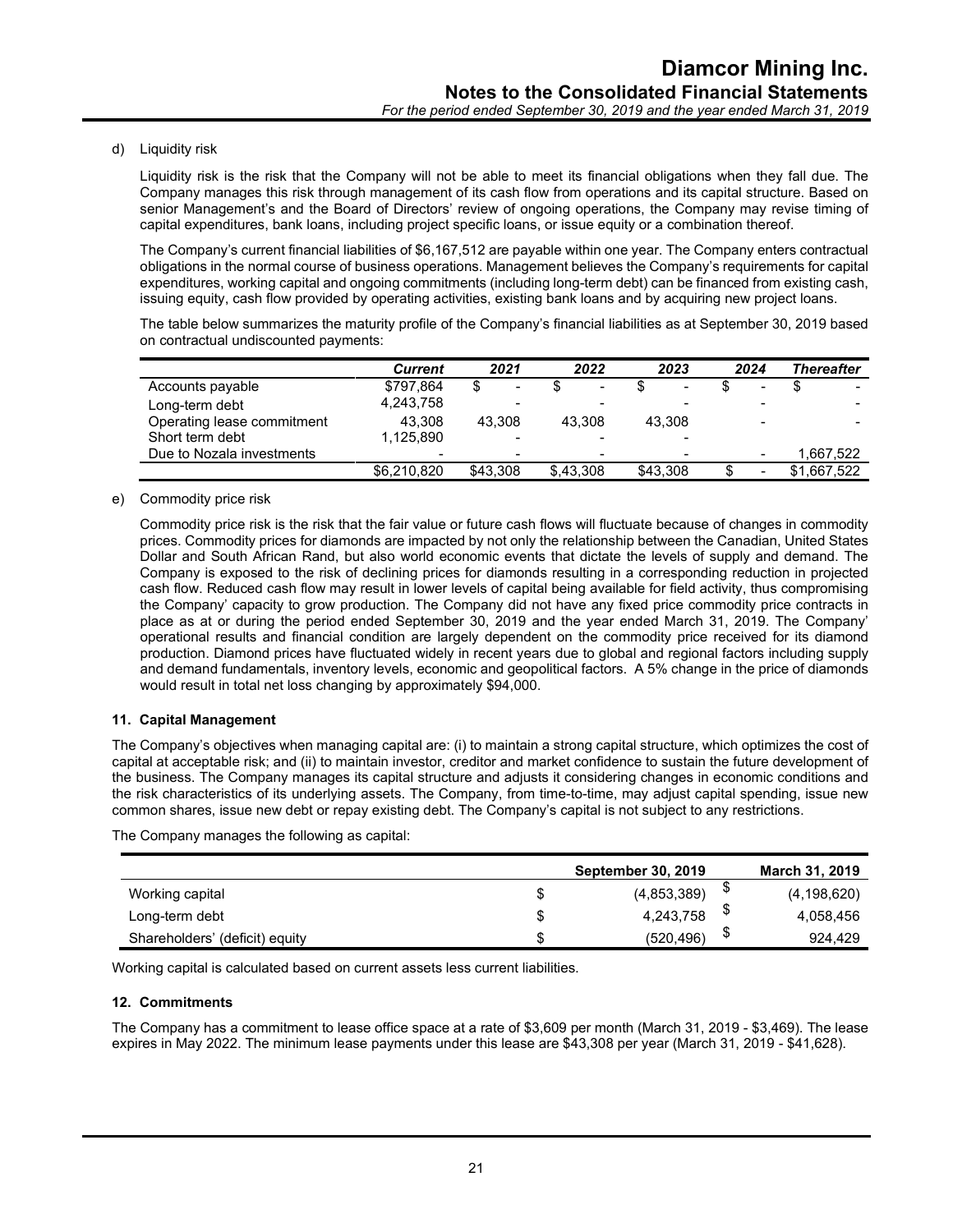d) Liquidity risk

Liquidity risk is the risk that the Company will not be able to meet its financial obligations when they fall due. The Company manages this risk through management of its cash flow from operations and its capital structure. Based on senior Management's and the Board of Directors' review of ongoing operations, the Company may revise timing of capital expenditures, bank loans, including project specific loans, or issue equity or a combination thereof.

The Company's current financial liabilities of $6,167,512 are payable within one year. The Company enters contractual obligations in the normal course of business operations. Management believes the Company's requirements for capital expenditures, working capital and ongoing commitments (including long-term debt) can be financed from existing cash, issuing equity, cash flow provided by operating activities, existing bank loans and by acquiring new project loans.

The table below summarizes the maturity profile of the Company's financial liabilities as at September 30, 2019 based on contractual undiscounted payments:

| | *Current* | *2021* | *2022* | *2023* | *2024* | *Thereafter* |
|---|---|---|---|---|---|---|
| Accounts payable | $797,864 | $ - | $ - | $ - | $ - | $ - |
| Long-term debt | 4,243,758 | - | - | - | - | - |
| Operating lease commitment | 43,308 | 43,308 | 43,308 | 43,308 | - | - |
| Short term debt | 1,125,890 | - | - | - | | |
| Due to Nozala investments | - | - | - | - | - | 1,667,522 |
| | $6,210,820 | $43,308 | $,43,308 | $43,308 | $ - | $1,667,522 |

e) Commodity price risk

Commodity price risk is the risk that the fair value or future cash flows will fluctuate because of changes in commodity prices. Commodity prices for diamonds are impacted by not only the relationship between the Canadian, United States Dollar and South African Rand, but also world economic events that dictate the levels of supply and demand. The Company is exposed to the risk of declining prices for diamonds resulting in a corresponding reduction in projected cash flow. Reduced cash flow may result in lower levels of capital being available for field activity, thus compromising the Company' capacity to grow production. The Company did not have any fixed price commodity price contracts in place as at or during the period ended September 30, 2019 and the year ended March 31, 2019. The Company' operational results and financial condition are largely dependent on the commodity price received for its diamond production. Diamond prices have fluctuated widely in recent years due to global and regional factors including supply and demand fundamentals, inventory levels, economic and geopolitical factors. A 5% change in the price of diamonds would result in total net loss changing by approximately $94,000.

### 11. Capital Management

The Company's objectives when managing capital are: (i) to maintain a strong capital structure, which optimizes the cost of capital at acceptable risk; and (ii) to maintain investor, creditor and market confidence to sustain the future development of the business. The Company manages its capital structure and adjusts it considering changes in economic conditions and the risk characteristics of its underlying assets. The Company, from time-to-time, may adjust capital spending, issue new common shares, issue new debt or repay existing debt. The Company's capital is not subject to any restrictions.

The Company manages the following as capital:

| | **September 30, 2019** | **March 31, 2019** |
|---|---|---|
| Working capital | $ (4,853,389) | $ (4,198,620) |
| Long-term debt | $ 4,243,758 | $ 4,058,456 |
| Shareholders' (deficit) equity | $ (520,496) | $ 924,429 |

Working capital is calculated based on current assets less current liabilities.

### 12. Commitments

The Company has a commitment to lease office space at a rate of $3,609 per month (March 31, 2019 - $3,469). The lease expires in May 2022. The minimum lease payments under this lease are $43,308 per year (March 31, 2019 - $41,628).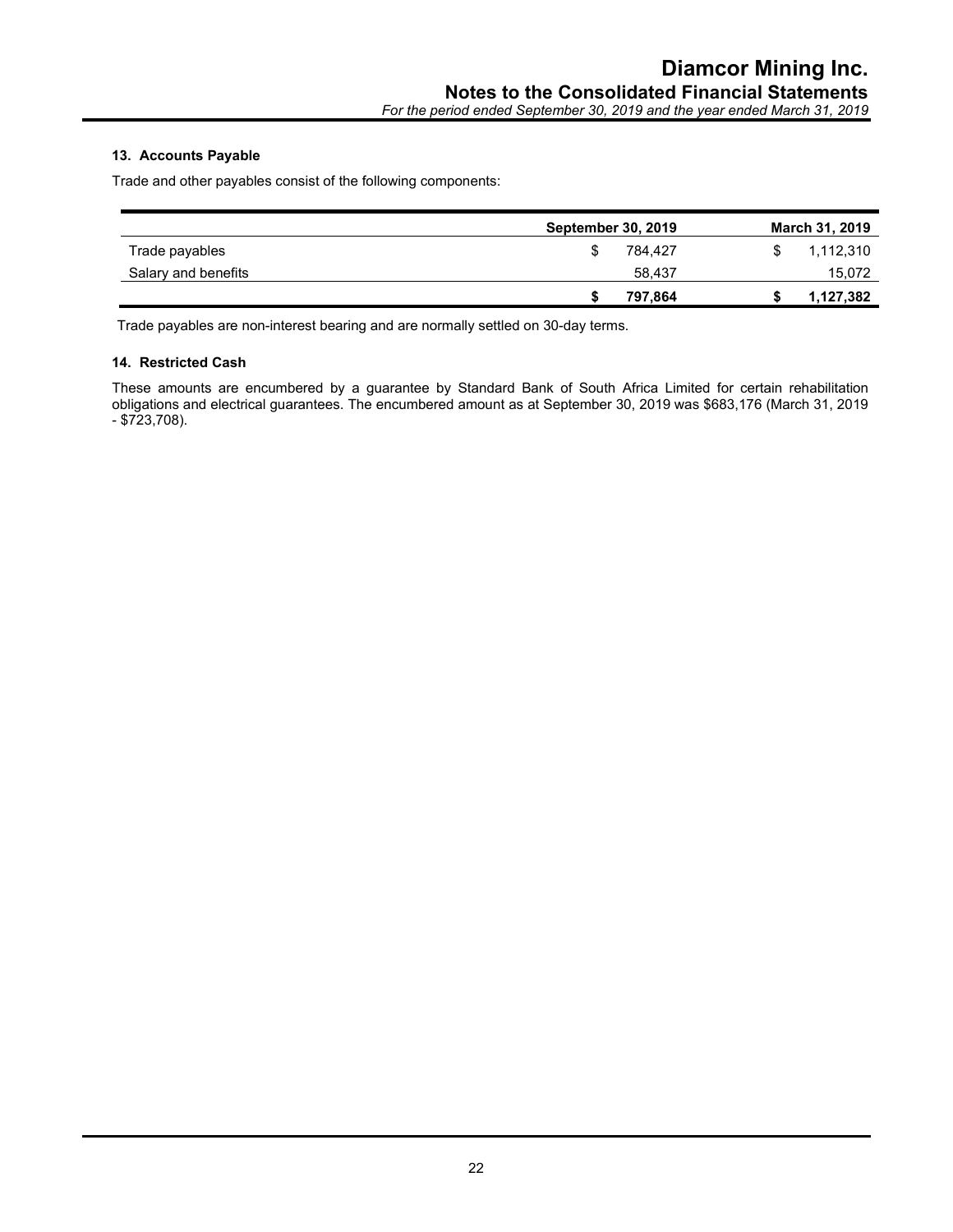## 13. Accounts Payable

Trade and other payables consist of the following components:

| | September 30, 2019 | March 31, 2019 |
|---|---|---|
| Trade payables | $ 784,427 | $ 1,112,310 |
| Salary and benefits | 58,437 | 15,072 |
| | **$ 797,864** | **$ 1,127,382** |

Trade payables are non-interest bearing and are normally settled on 30-day terms.

## 14. Restricted Cash

These amounts are encumbered by a guarantee by Standard Bank of South Africa Limited for certain rehabilitation obligations and electrical guarantees. The encumbered amount as at September 30, 2019 was $683,176 (March 31, 2019 - $723,708).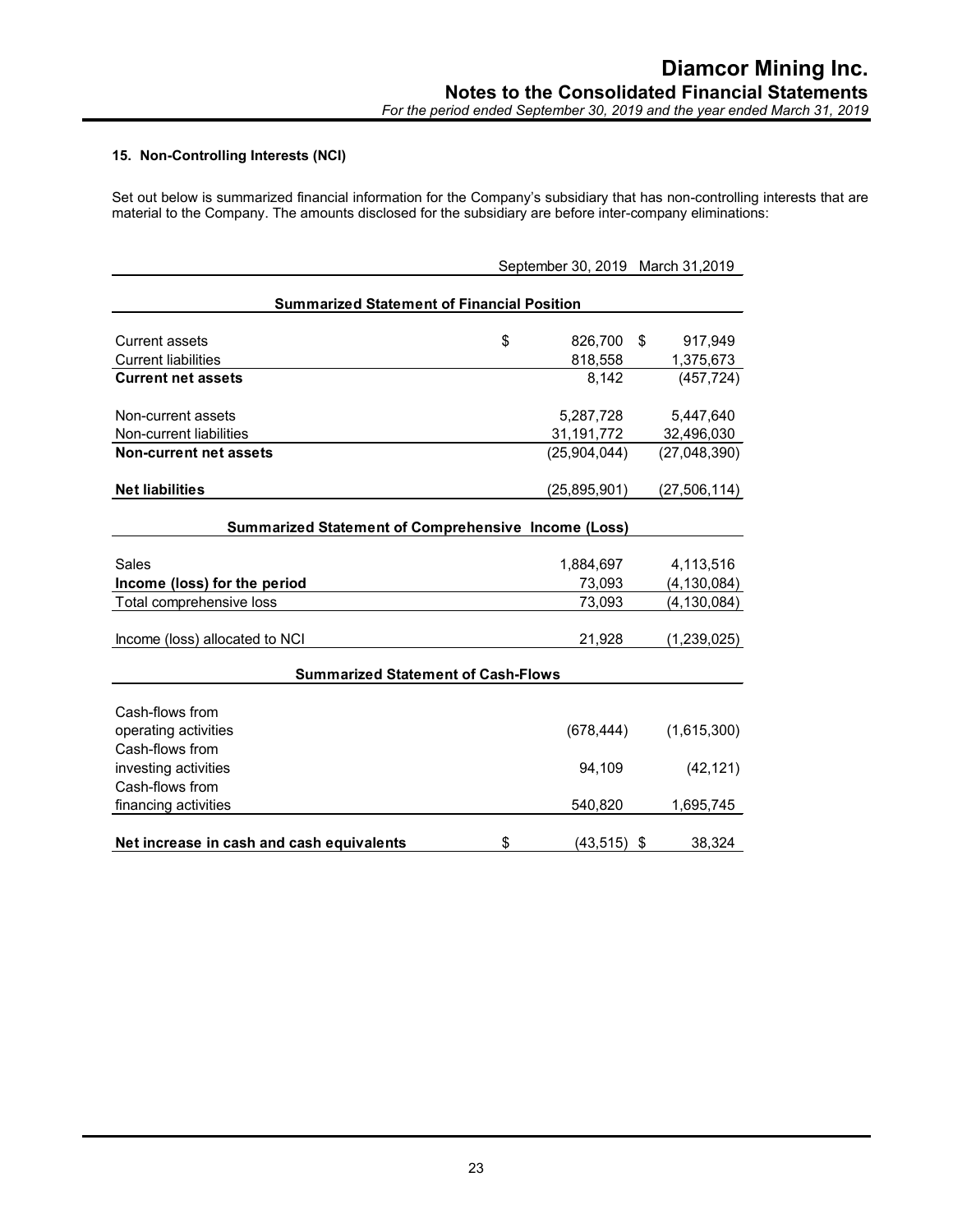### 15. Non-Controlling Interests (NCI)

Set out below is summarized financial information for the Company's subsidiary that has non-controlling interests that are material to the Company. The amounts disclosed for the subsidiary are before inter-company eliminations:

| | September 30, 2019 | March 31,2019 |
|---|---|---|
| **Summarized Statement of Financial Position** | | |
| Current assets | $ 826,700 | $ 917,949 |
| Current liabilities | 818,558 | 1,375,673 |
| **Current net assets** | 8,142 | (457,724) |
| Non-current assets | 5,287,728 | 5,447,640 |
| Non-current liabilities | 31,191,772 | 32,496,030 |
| **Non-current net assets** | (25,904,044) | (27,048,390) |
| **Net liabilities** | (25,895,901) | (27,506,114) |
| **Summarized Statement of Comprehensive Income (Loss)** | | |
| Sales | 1,884,697 | 4,113,516 |
| **Income (loss) for the period** | 73,093 | (4,130,084) |
| Total comprehensive loss | 73,093 | (4,130,084) |
| Income (loss) allocated to NCI | 21,928 | (1,239,025) |
| **Summarized Statement of Cash-Flows** | | |
| Cash-flows from operating activities | (678,444) | (1,615,300) |
| Cash-flows from investing activities | 94,109 | (42,121) |
| Cash-flows from financing activities | 540,820 | 1,695,745 |
| **Net increase in cash and cash equivalents** | $ (43,515) | $ 38,324 |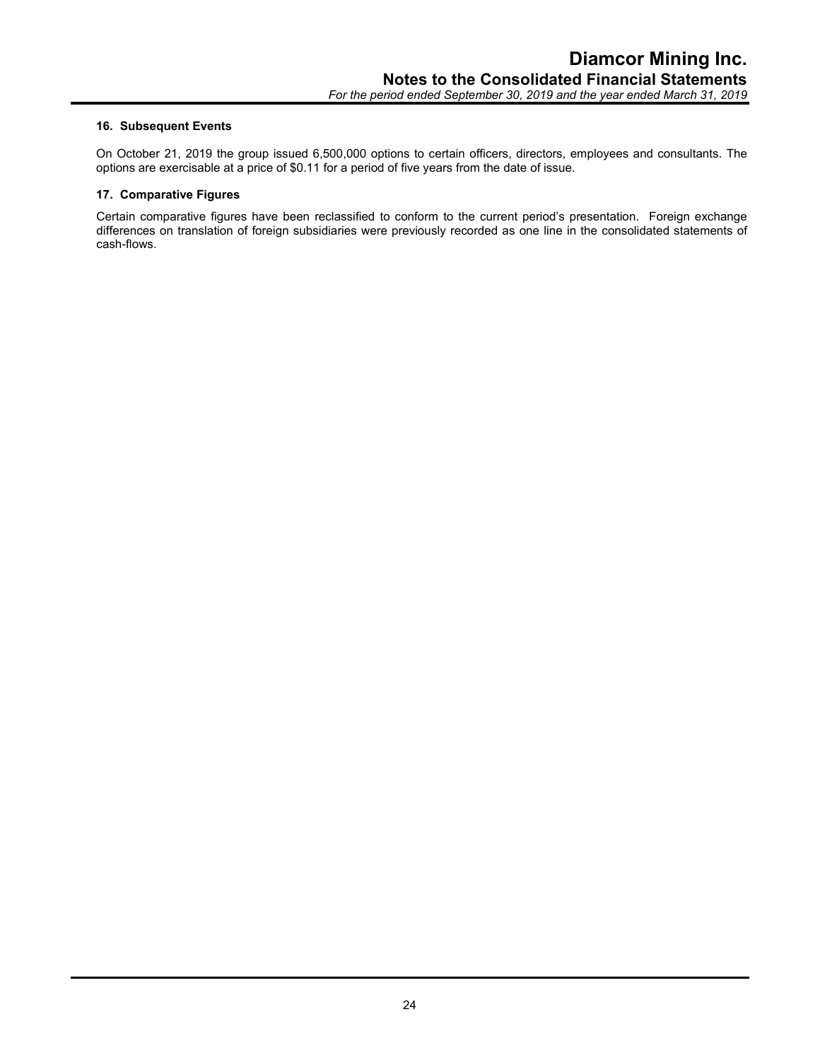### 16. Subsequent Events

On October 21, 2019 the group issued 6,500,000 options to certain officers, directors, employees and consultants. The options are exercisable at a price of $0.11 for a period of five years from the date of issue.

### 17. Comparative Figures

Certain comparative figures have been reclassified to conform to the current period's presentation. Foreign exchange differences on translation of foreign subsidiaries were previously recorded as one line in the consolidated statements of cash-flows.